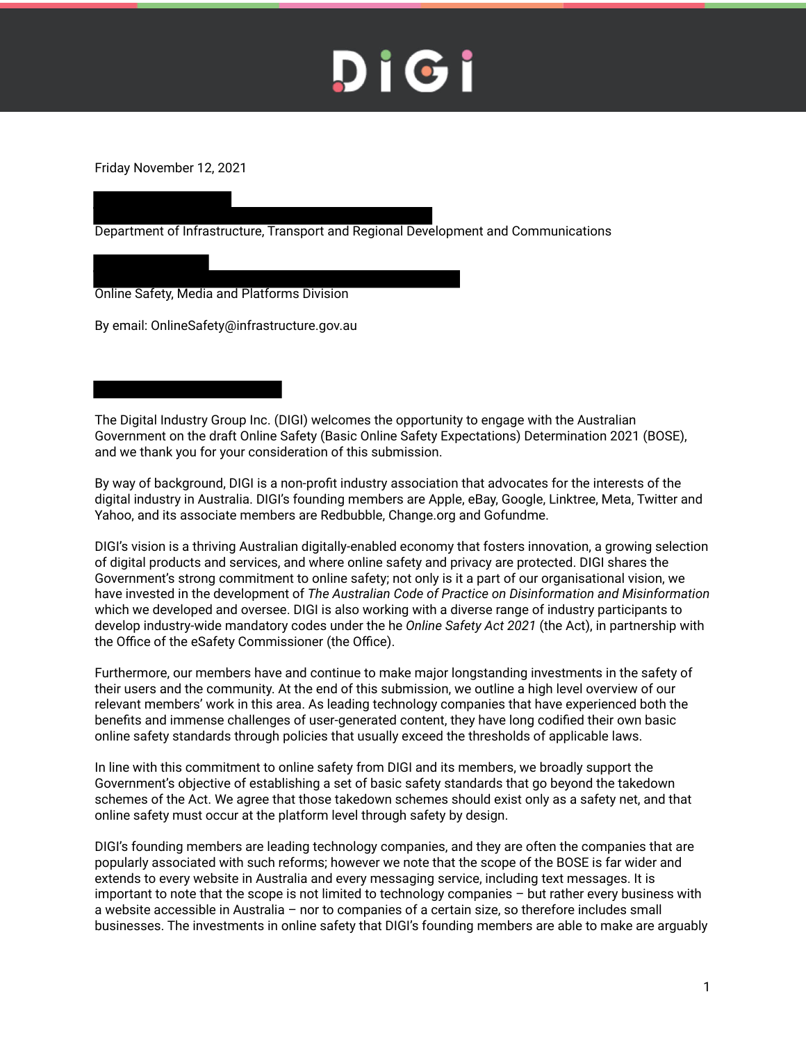# DIGI

Friday November 12, 2021

Department of Infrastructure, Transport and Regional Development and Communications

Online Safety, Media and Platforms Division

By email: OnlineSafety@infrastructure.gov.au

The Digital Industry Group Inc. (DIGI) welcomes the opportunity to engage with the Australian Government on the draft Online Safety (Basic Online Safety Expectations) Determination 2021 (BOSE), and we thank you for your consideration of this submission.

By way of background, DIGI is a non-profit industry association that advocates for the interests of the digital industry in Australia. DIGI's founding members are Apple, eBay, Google, Linktree, Meta, Twitter and Yahoo, and its associate members are Redbubble, Change.org and Gofundme.

DIGI's vision is a thriving Australian digitally-enabled economy that fosters innovation, a growing selection of digital products and services, and where online safety and privacy are protected. DIGI shares the Government's strong commitment to online safety; not only is it a part of our organisational vision, we have invested in the development of *The Australian Code of Practice on Disinformation and Misinformation* which we developed and oversee. DIGI is also working with a diverse range of industry participants to develop industry-wide mandatory codes under the he *Online Safety Act 2021* (the Act), in partnership with the Office of the eSafety Commissioner (the Office).

Furthermore, our members have and continue to make major longstanding investments in the safety of their users and the community. At the end of this submission, we outline a high level overview of our relevant members' work in this area. As leading technology companies that have experienced both the benefits and immense challenges of user-generated content, they have long codified their own basic online safety standards through policies that usually exceed the thresholds of applicable laws.

In line with this commitment to online safety from DIGI and its members, we broadly support the Government's objective of establishing a set of basic safety standards that go beyond the takedown schemes of the Act. We agree that those takedown schemes should exist only as a safety net, and that online safety must occur at the platform level through safety by design.

DIGI's founding members are leading technology companies, and they are often the companies that are popularly associated with such reforms; however we note that the scope of the BOSE is far wider and extends to every website in Australia and every messaging service, including text messages. It is important to note that the scope is not limited to technology companies – but rather every business with a website accessible in Australia – nor to companies of a certain size, so therefore includes small businesses. The investments in online safety that DIGI's founding members are able to make are arguably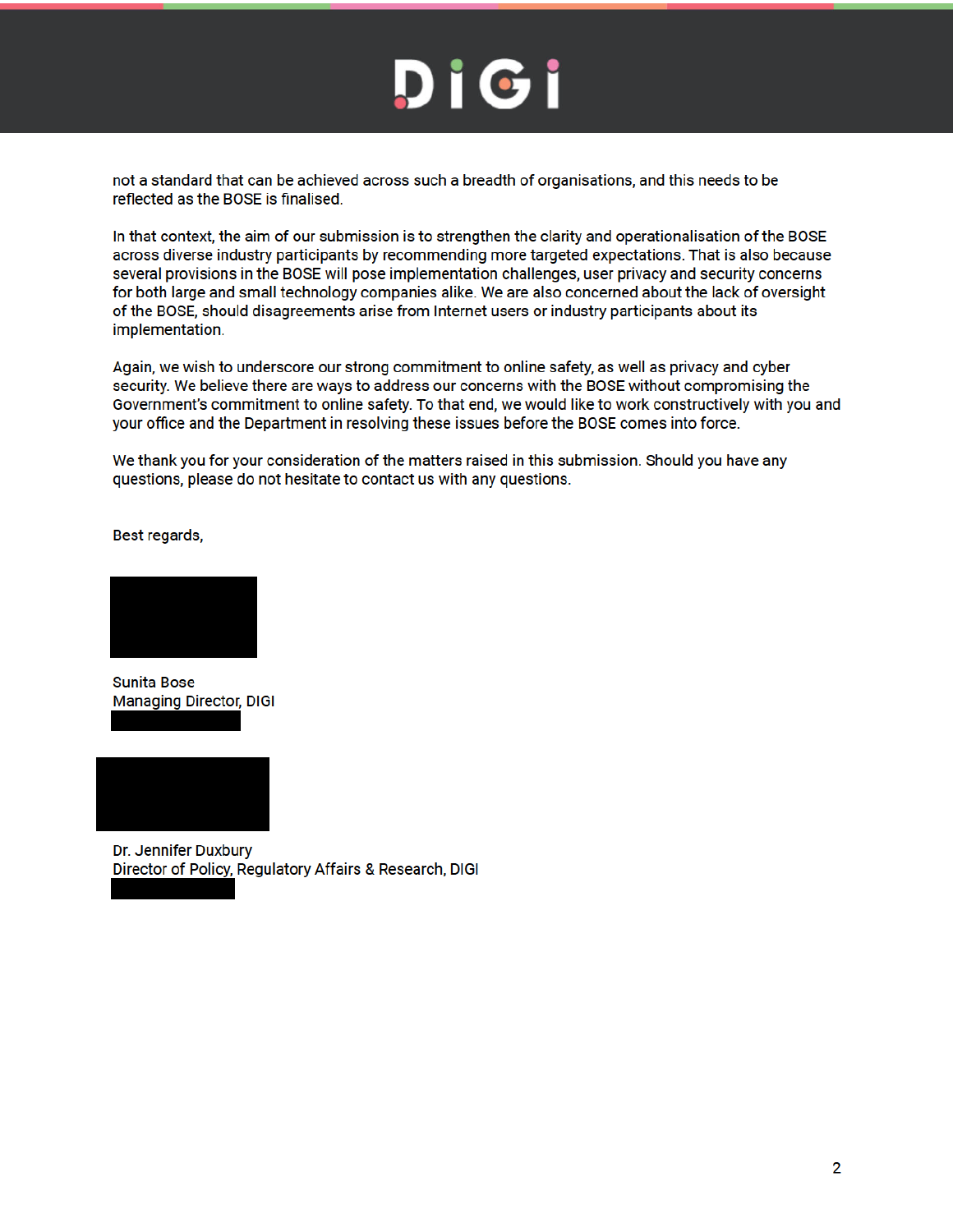not a standard that can be achieved across such a breadth of organisations, and this needs to be reflected as the BOSE is finalised.

In that context, the aim of our submission is to strengthen the clarity and operationalisation of the BOSE across diverse industry participants by recommending more targeted expectations. That is also because several provisions in the BOSE will pose implementation challenges, user privacy and security concerns for both large and small technology companies alike. We are also concerned about the lack of oversight of the BOSE, should disagreements arise from Internet users or industry participants about its implementation.

Again, we wish to underscore our strong commitment to online safety, as well as privacy and cyber security. We believe there are ways to address our concerns with the BOSE without compromising the Government's commitment to online safety. To that end, we would like to work constructively with you and your office and the Department in resolving these issues before the BOSE comes into force.

We thank you for your consideration of the matters raised in this submission. Should you have any questions, please do not hesitate to contact us with any questions.

Best regards,

Sunita Bose
Managing Director, DIGI

Dr. Jennifer Duxbury
Director of Policy, Regulatory Affairs & Research, DIGI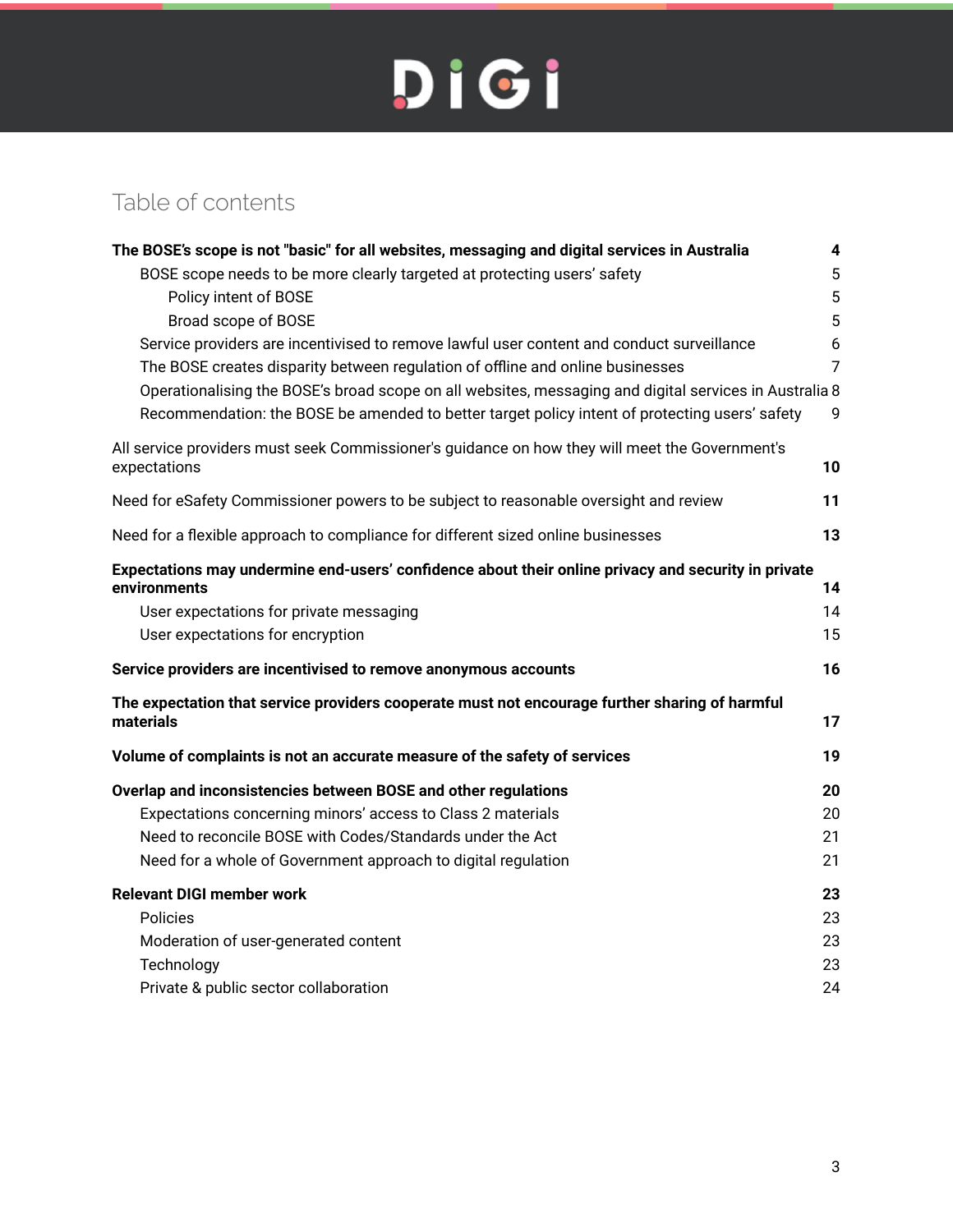## Table of contents

**The BOSE's scope is not "basic" for all websites, messaging and digital services in Australia** **4**

- BOSE scope needs to be more clearly targeted at protecting users' safety 5
  - Policy intent of BOSE 5
  - Broad scope of BOSE 5
- Service providers are incentivised to remove lawful user content and conduct surveillance 6
- The BOSE creates disparity between regulation of offline and online businesses 7
- Operationalising the BOSE's broad scope on all websites, messaging and digital services in Australia 8
- Recommendation: the BOSE be amended to better target policy intent of protecting users' safety 9

All service providers must seek Commissioner's guidance on how they will meet the Government's expectations **10**

Need for eSafety Commissioner powers to be subject to reasonable oversight and review **11**

Need for a flexible approach to compliance for different sized online businesses **13**

**Expectations may undermine end-users' confidence about their online privacy and security in private environments** **14**

- User expectations for private messaging 14
- User expectations for encryption 15

**Service providers are incentivised to remove anonymous accounts** **16**

**The expectation that service providers cooperate must not encourage further sharing of harmful materials** **17**

**Volume of complaints is not an accurate measure of the safety of services** **19**

**Overlap and inconsistencies between BOSE and other regulations** **20**

- Expectations concerning minors' access to Class 2 materials 20
- Need to reconcile BOSE with Codes/Standards under the Act 21
- Need for a whole of Government approach to digital regulation 21

**Relevant DIGI member work** **23**

- Policies 23
- Moderation of user-generated content 23
- Technology 23
- Private & public sector collaboration 24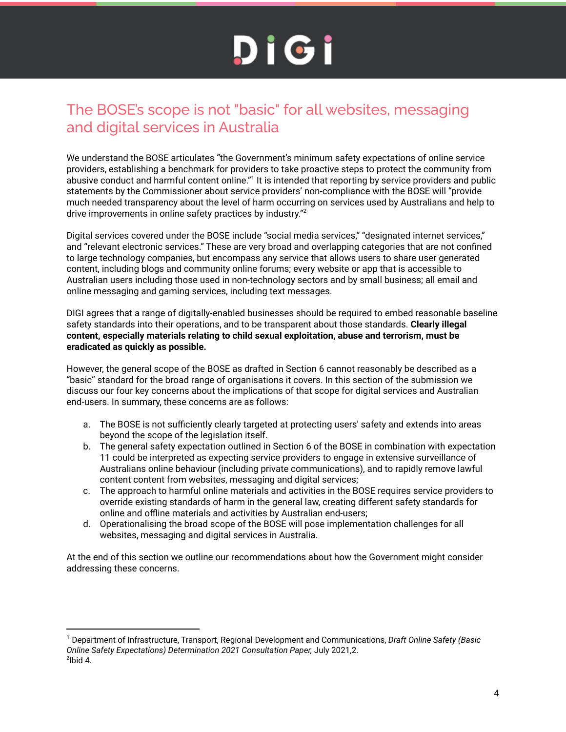## The BOSE's scope is not "basic" for all websites, messaging and digital services in Australia

We understand the BOSE articulates "the Government's minimum safety expectations of online service providers, establishing a benchmark for providers to take proactive steps to protect the community from abusive conduct and harmful content online."[1] It is intended that reporting by service providers and public statements by the Commissioner about service providers' non-compliance with the BOSE will "provide much needed transparency about the level of harm occurring on services used by Australians and help to drive improvements in online safety practices by industry."[2]

Digital services covered under the BOSE include "social media services," "designated internet services," and "relevant electronic services." These are very broad and overlapping categories that are not confined to large technology companies, but encompass any service that allows users to share user generated content, including blogs and community online forums; every website or app that is accessible to Australian users including those used in non-technology sectors and by small business; all email and online messaging and gaming services, including text messages.

DIGI agrees that a range of digitally-enabled businesses should be required to embed reasonable baseline safety standards into their operations, and to be transparent about those standards. **Clearly illegal content, especially materials relating to child sexual exploitation, abuse and terrorism, must be eradicated as quickly as possible.**

However, the general scope of the BOSE as drafted in Section 6 cannot reasonably be described as a "basic" standard for the broad range of organisations it covers. In this section of the submission we discuss our four key concerns about the implications of that scope for digital services and Australian end-users. In summary, these concerns are as follows:

a. The BOSE is not sufficiently clearly targeted at protecting users' safety and extends into areas beyond the scope of the legislation itself.
b. The general safety expectation outlined in Section 6 of the BOSE in combination with expectation 11 could be interpreted as expecting service providers to engage in extensive surveillance of Australians online behaviour (including private communications), and to rapidly remove lawful content content from websites, messaging and digital services;
c. The approach to harmful online materials and activities in the BOSE requires service providers to override existing standards of harm in the general law, creating different safety standards for online and offline materials and activities by Australian end-users;
d. Operationalising the broad scope of the BOSE will pose implementation challenges for all websites, messaging and digital services in Australia.

At the end of this section we outline our recommendations about how the Government might consider addressing these concerns.

---

[1] Department of Infrastructure, Transport, Regional Development and Communications, *Draft Online Safety (Basic Online Safety Expectations) Determination 2021 Consultation Paper,* July 2021,2.
[2] Ibid 4.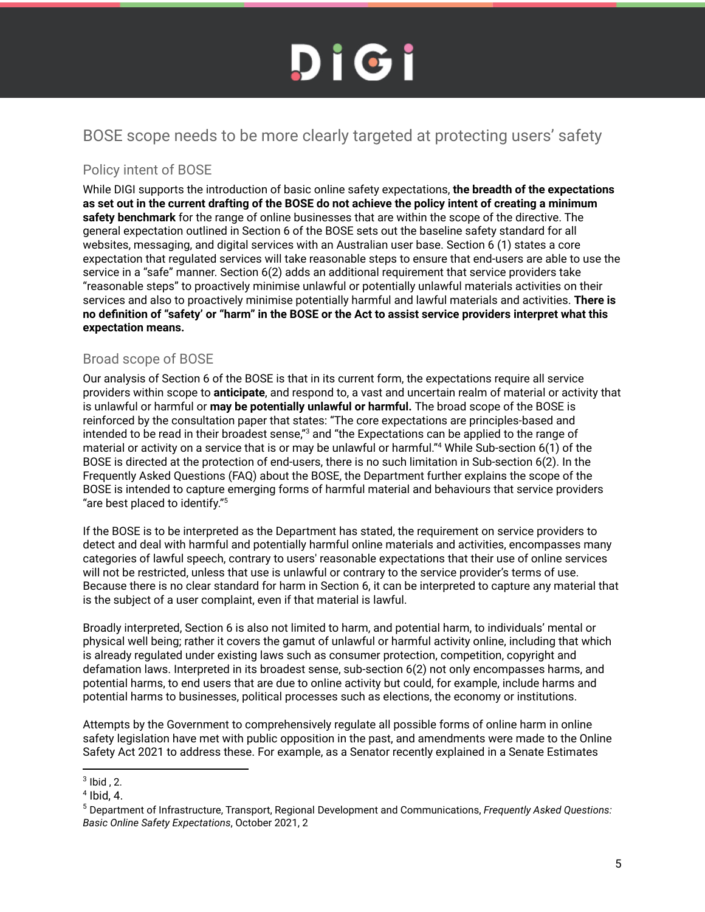## BOSE scope needs to be more clearly targeted at protecting users' safety

### Policy intent of BOSE

While DIGI supports the introduction of basic online safety expectations, **the breadth of the expectations as set out in the current drafting of the BOSE do not achieve the policy intent of creating a minimum safety benchmark** for the range of online businesses that are within the scope of the directive. The general expectation outlined in Section 6 of the BOSE sets out the baseline safety standard for all websites, messaging, and digital services with an Australian user base. Section 6 (1) states a core expectation that regulated services will take reasonable steps to ensure that end-users are able to use the service in a "safe" manner. Section 6(2) adds an additional requirement that service providers take "reasonable steps" to proactively minimise unlawful or potentially unlawful materials activities on their services and also to proactively minimise potentially harmful and lawful materials and activities. **There is no definition of "safety' or "harm" in the BOSE or the Act to assist service providers interpret what this expectation means.**

### Broad scope of BOSE

Our analysis of Section 6 of the BOSE is that in its current form, the expectations require all service providers within scope to **anticipate**, and respond to, a vast and uncertain realm of material or activity that is unlawful or harmful or **may be potentially unlawful or harmful.** The broad scope of the BOSE is reinforced by the consultation paper that states: "The core expectations are principles-based and intended to be read in their broadest sense,"[3] and "the Expectations can be applied to the range of material or activity on a service that is or may be unlawful or harmful."[4] While Sub-section 6(1) of the BOSE is directed at the protection of end-users, there is no such limitation in Sub-section 6(2). In the Frequently Asked Questions (FAQ) about the BOSE, the Department further explains the scope of the BOSE is intended to capture emerging forms of harmful material and behaviours that service providers "are best placed to identify."[5]

If the BOSE is to be interpreted as the Department has stated, the requirement on service providers to detect and deal with harmful and potentially harmful online materials and activities, encompasses many categories of lawful speech, contrary to users' reasonable expectations that their use of online services will not be restricted, unless that use is unlawful or contrary to the service provider's terms of use. Because there is no clear standard for harm in Section 6, it can be interpreted to capture any material that is the subject of a user complaint, even if that material is lawful.

Broadly interpreted, Section 6 is also not limited to harm, and potential harm, to individuals' mental or physical well being; rather it covers the gamut of unlawful or harmful activity online, including that which is already regulated under existing laws such as consumer protection, competition, copyright and defamation laws. Interpreted in its broadest sense, sub-section 6(2) not only encompasses harms, and potential harms, to end users that are due to online activity but could, for example, include harms and potential harms to businesses, political processes such as elections, the economy or institutions.

Attempts by the Government to comprehensively regulate all possible forms of online harm in online safety legislation have met with public opposition in the past, and amendments were made to the Online Safety Act 2021 to address these. For example, as a Senator recently explained in a Senate Estimates

---

[3] Ibid , 2.

[4] Ibid, 4.

[5] Department of Infrastructure, Transport, Regional Development and Communications, *Frequently Asked Questions: Basic Online Safety Expectations*, October 2021, 2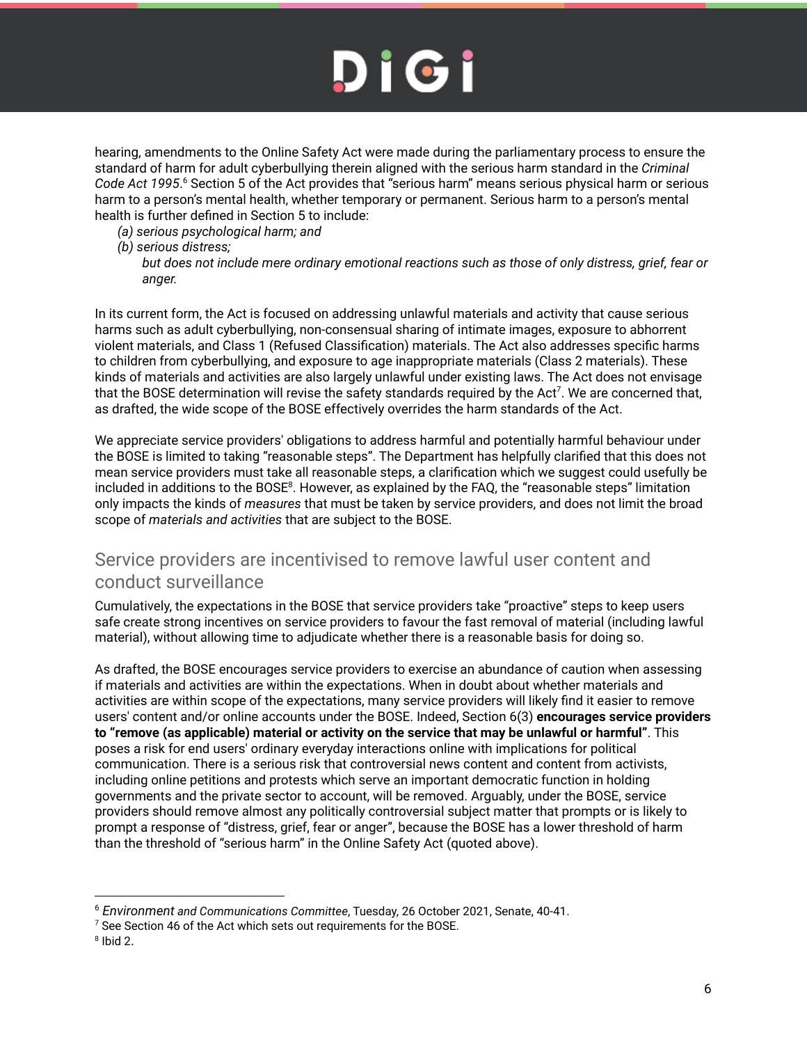hearing, amendments to the Online Safety Act were made during the parliamentary process to ensure the standard of harm for adult cyberbullying therein aligned with the serious harm standard in the *Criminal Code Act 1995*.[6] Section 5 of the Act provides that "serious harm" means serious physical harm or serious harm to a person's mental health, whether temporary or permanent. Serious harm to a person's mental health is further defined in Section 5 to include:

*(a) serious psychological harm; and*

*(b) serious distress;*

*but does not include mere ordinary emotional reactions such as those of only distress, grief, fear or anger.*

In its current form, the Act is focused on addressing unlawful materials and activity that cause serious harms such as adult cyberbullying, non-consensual sharing of intimate images, exposure to abhorrent violent materials, and Class 1 (Refused Classification) materials. The Act also addresses specific harms to children from cyberbullying, and exposure to age inappropriate materials (Class 2 materials). These kinds of materials and activities are also largely unlawful under existing laws. The Act does not envisage that the BOSE determination will revise the safety standards required by the Act[7]. We are concerned that, as drafted, the wide scope of the BOSE effectively overrides the harm standards of the Act.

We appreciate service providers' obligations to address harmful and potentially harmful behaviour under the BOSE is limited to taking "reasonable steps". The Department has helpfully clarified that this does not mean service providers must take all reasonable steps, a clarification which we suggest could usefully be included in additions to the BOSE[8]. However, as explained by the FAQ, the "reasonable steps" limitation only impacts the kinds of *measures* that must be taken by service providers, and does not limit the broad scope of *materials and activities* that are subject to the BOSE.

## Service providers are incentivised to remove lawful user content and conduct surveillance

Cumulatively, the expectations in the BOSE that service providers take "proactive" steps to keep users safe create strong incentives on service providers to favour the fast removal of material (including lawful material), without allowing time to adjudicate whether there is a reasonable basis for doing so.

As drafted, the BOSE encourages service providers to exercise an abundance of caution when assessing if materials and activities are within the expectations. When in doubt about whether materials and activities are within scope of the expectations, many service providers will likely find it easier to remove users' content and/or online accounts under the BOSE. Indeed, Section 6(3) **encourages service providers to "remove (as applicable) material or activity on the service that may be unlawful or harmful"**. This poses a risk for end users' ordinary everyday interactions online with implications for political communication. There is a serious risk that controversial news content and content from activists, including online petitions and protests which serve an important democratic function in holding governments and the private sector to account, will be removed. Arguably, under the BOSE, service providers should remove almost any politically controversial subject matter that prompts or is likely to prompt a response of "distress, grief, fear or anger", because the BOSE has a lower threshold of harm than the threshold of "serious harm" in the Online Safety Act (quoted above).

---

[6] *Environment and Communications Committee*, Tuesday, 26 October 2021, Senate, 40-41.

[7] See Section 46 of the Act which sets out requirements for the BOSE.

[8] Ibid 2.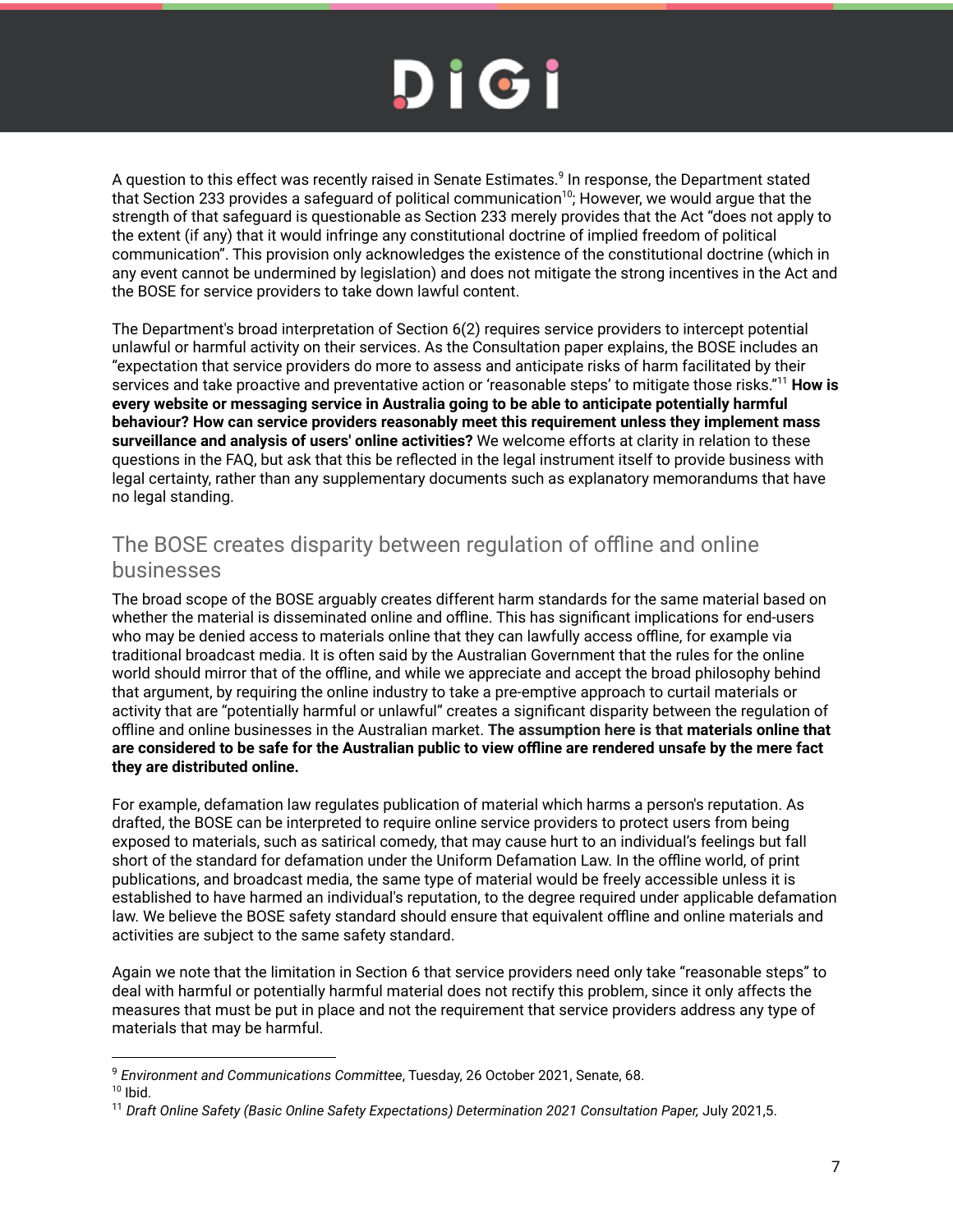A question to this effect was recently raised in Senate Estimates.[9] In response, the Department stated that Section 233 provides a safeguard of political communication[10]; However, we would argue that the strength of that safeguard is questionable as Section 233 merely provides that the Act "does not apply to the extent (if any) that it would infringe any constitutional doctrine of implied freedom of political communication". This provision only acknowledges the existence of the constitutional doctrine (which in any event cannot be undermined by legislation) and does not mitigate the strong incentives in the Act and the BOSE for service providers to take down lawful content.

The Department's broad interpretation of Section 6(2) requires service providers to intercept potential unlawful or harmful activity on their services. As the Consultation paper explains, the BOSE includes an "expectation that service providers do more to assess and anticipate risks of harm facilitated by their services and take proactive and preventative action or 'reasonable steps' to mitigate those risks."[11] **How is every website or messaging service in Australia going to be able to anticipate potentially harmful behaviour? How can service providers reasonably meet this requirement unless they implement mass surveillance and analysis of users' online activities?** We welcome efforts at clarity in relation to these questions in the FAQ, but ask that this be reflected in the legal instrument itself to provide business with legal certainty, rather than any supplementary documents such as explanatory memorandums that have no legal standing.

## The BOSE creates disparity between regulation of offline and online businesses

The broad scope of the BOSE arguably creates different harm standards for the same material based on whether the material is disseminated online and offline. This has significant implications for end-users who may be denied access to materials online that they can lawfully access offline, for example via traditional broadcast media. It is often said by the Australian Government that the rules for the online world should mirror that of the offline, and while we appreciate and accept the broad philosophy behind that argument, by requiring the online industry to take a pre-emptive approach to curtail materials or activity that are "potentially harmful or unlawful" creates a significant disparity between the regulation of offline and online businesses in the Australian market. **The assumption here is that materials online that are considered to be safe for the Australian public to view offline are rendered unsafe by the mere fact they are distributed online.**

For example, defamation law regulates publication of material which harms a person's reputation. As drafted, the BOSE can be interpreted to require online service providers to protect users from being exposed to materials, such as satirical comedy, that may cause hurt to an individual's feelings but fall short of the standard for defamation under the Uniform Defamation Law. In the offline world, of print publications, and broadcast media, the same type of material would be freely accessible unless it is established to have harmed an individual's reputation, to the degree required under applicable defamation law. We believe the BOSE safety standard should ensure that equivalent offline and online materials and activities are subject to the same safety standard.

Again we note that the limitation in Section 6 that service providers need only take "reasonable steps" to deal with harmful or potentially harmful material does not rectify this problem, since it only affects the measures that must be put in place and not the requirement that service providers address any type of materials that may be harmful.

---

[9] *Environment and Communications Committee*, Tuesday, 26 October 2021, Senate, 68.

[10] Ibid.

[11] *Draft Online Safety (Basic Online Safety Expectations) Determination 2021 Consultation Paper,* July 2021,5.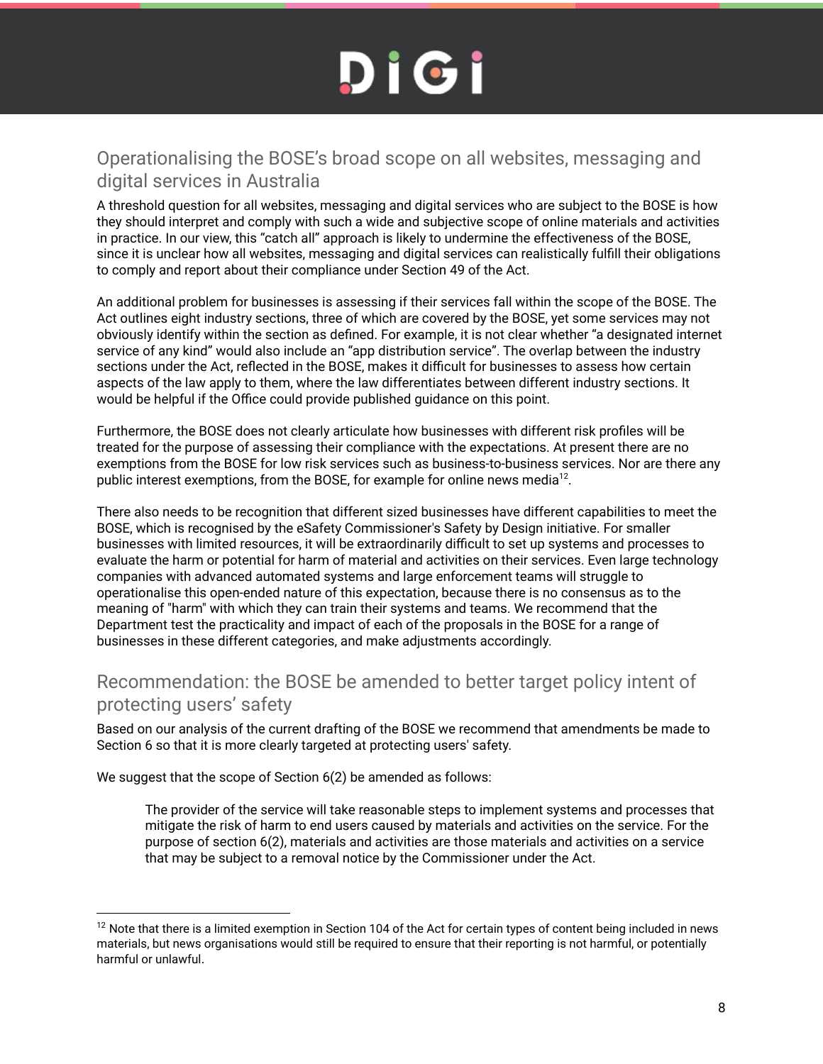## Operationalising the BOSE's broad scope on all websites, messaging and digital services in Australia

A threshold question for all websites, messaging and digital services who are subject to the BOSE is how they should interpret and comply with such a wide and subjective scope of online materials and activities in practice. In our view, this "catch all" approach is likely to undermine the effectiveness of the BOSE, since it is unclear how all websites, messaging and digital services can realistically fulfill their obligations to comply and report about their compliance under Section 49 of the Act.

An additional problem for businesses is assessing if their services fall within the scope of the BOSE. The Act outlines eight industry sections, three of which are covered by the BOSE, yet some services may not obviously identify within the section as defined. For example, it is not clear whether "a designated internet service of any kind" would also include an "app distribution service". The overlap between the industry sections under the Act, reflected in the BOSE, makes it difficult for businesses to assess how certain aspects of the law apply to them, where the law differentiates between different industry sections. It would be helpful if the Office could provide published guidance on this point.

Furthermore, the BOSE does not clearly articulate how businesses with different risk profiles will be treated for the purpose of assessing their compliance with the expectations. At present there are no exemptions from the BOSE for low risk services such as business-to-business services. Nor are there any public interest exemptions, from the BOSE, for example for online news media[12].

There also needs to be recognition that different sized businesses have different capabilities to meet the BOSE, which is recognised by the eSafety Commissioner's Safety by Design initiative. For smaller businesses with limited resources, it will be extraordinarily difficult to set up systems and processes to evaluate the harm or potential for harm of material and activities on their services. Even large technology companies with advanced automated systems and large enforcement teams will struggle to operationalise this open-ended nature of this expectation, because there is no consensus as to the meaning of "harm" with which they can train their systems and teams. We recommend that the Department test the practicality and impact of each of the proposals in the BOSE for a range of businesses in these different categories, and make adjustments accordingly.

## Recommendation: the BOSE be amended to better target policy intent of protecting users' safety

Based on our analysis of the current drafting of the BOSE we recommend that amendments be made to Section 6 so that it is more clearly targeted at protecting users' safety.

We suggest that the scope of Section 6(2) be amended as follows:

> The provider of the service will take reasonable steps to implement systems and processes that mitigate the risk of harm to end users caused by materials and activities on the service. For the purpose of section 6(2), materials and activities are those materials and activities on a service that may be subject to a removal notice by the Commissioner under the Act.

---

[12] Note that there is a limited exemption in Section 104 of the Act for certain types of content being included in news materials, but news organisations would still be required to ensure that their reporting is not harmful, or potentially harmful or unlawful.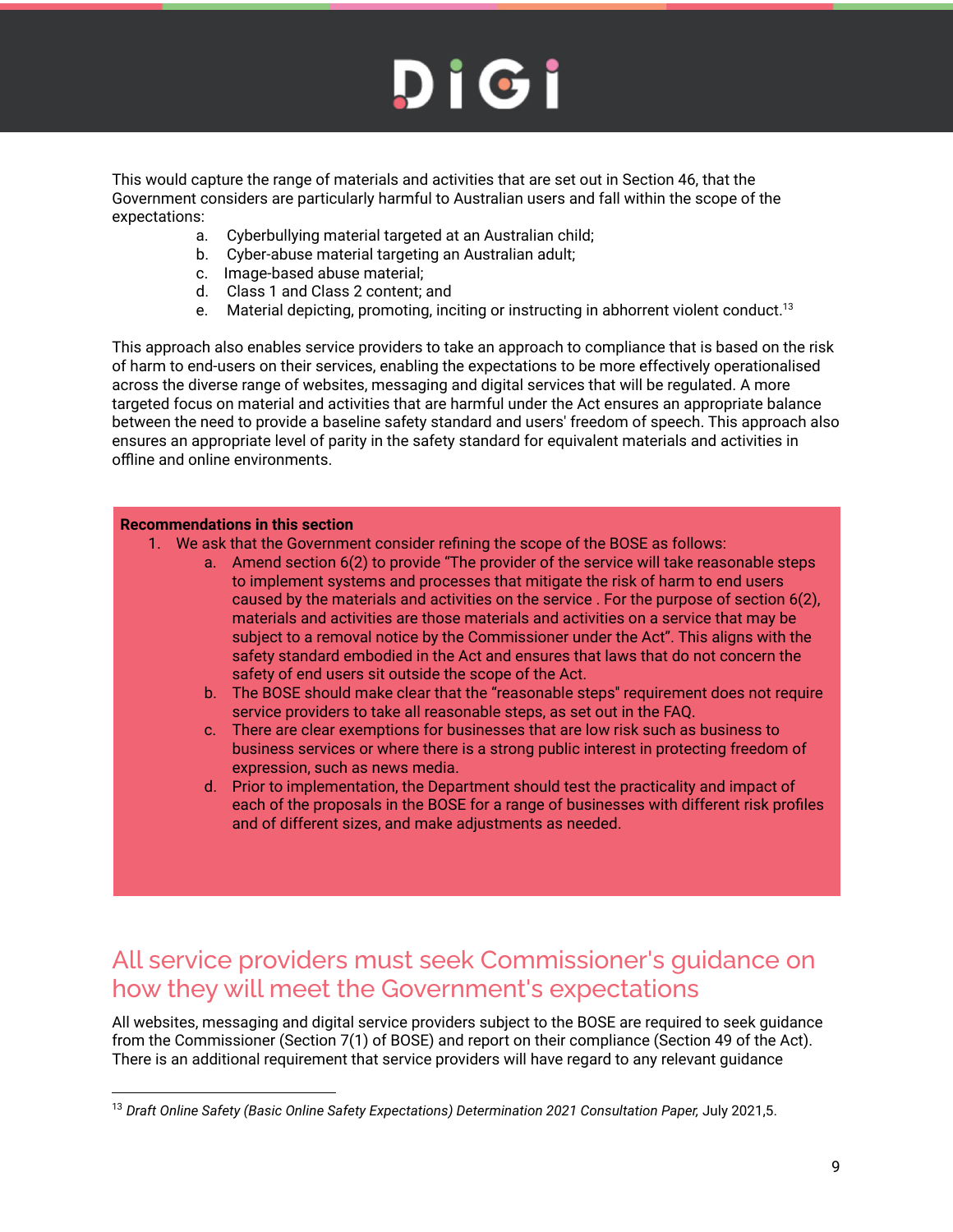This would capture the range of materials and activities that are set out in Section 46, that the Government considers are particularly harmful to Australian users and fall within the scope of the expectations:

a. Cyberbullying material targeted at an Australian child;
b. Cyber-abuse material targeting an Australian adult;
c. Image-based abuse material;
d. Class 1 and Class 2 content; and
e. Material depicting, promoting, inciting or instructing in abhorrent violent conduct.[13]

This approach also enables service providers to take an approach to compliance that is based on the risk of harm to end-users on their services, enabling the expectations to be more effectively operationalised across the diverse range of websites, messaging and digital services that will be regulated. A more targeted focus on material and activities that are harmful under the Act ensures an appropriate balance between the need to provide a baseline safety standard and users' freedom of speech. This approach also ensures an appropriate level of parity in the safety standard for equivalent materials and activities in offline and online environments.

**Recommendations in this section**

1. We ask that the Government consider refining the scope of the BOSE as follows:
    a. Amend section 6(2) to provide "The provider of the service will take reasonable steps to implement systems and processes that mitigate the risk of harm to end users caused by the materials and activities on the service . For the purpose of section 6(2), materials and activities are those materials and activities on a service that may be subject to a removal notice by the Commissioner under the Act". This aligns with the safety standard embodied in the Act and ensures that laws that do not concern the safety of end users sit outside the scope of the Act.
    b. The BOSE should make clear that the "reasonable steps" requirement does not require service providers to take all reasonable steps, as set out in the FAQ.
    c. There are clear exemptions for businesses that are low risk such as business to business services or where there is a strong public interest in protecting freedom of expression, such as news media.
    d. Prior to implementation, the Department should test the practicality and impact of each of the proposals in the BOSE for a range of businesses with different risk profiles and of different sizes, and make adjustments as needed.

## All service providers must seek Commissioner's guidance on how they will meet the Government's expectations

All websites, messaging and digital service providers subject to the BOSE are required to seek guidance from the Commissioner (Section 7(1) of BOSE) and report on their compliance (Section 49 of the Act). There is an additional requirement that service providers will have regard to any relevant guidance

---

[13] *Draft Online Safety (Basic Online Safety Expectations) Determination 2021 Consultation Paper,* July 2021,5.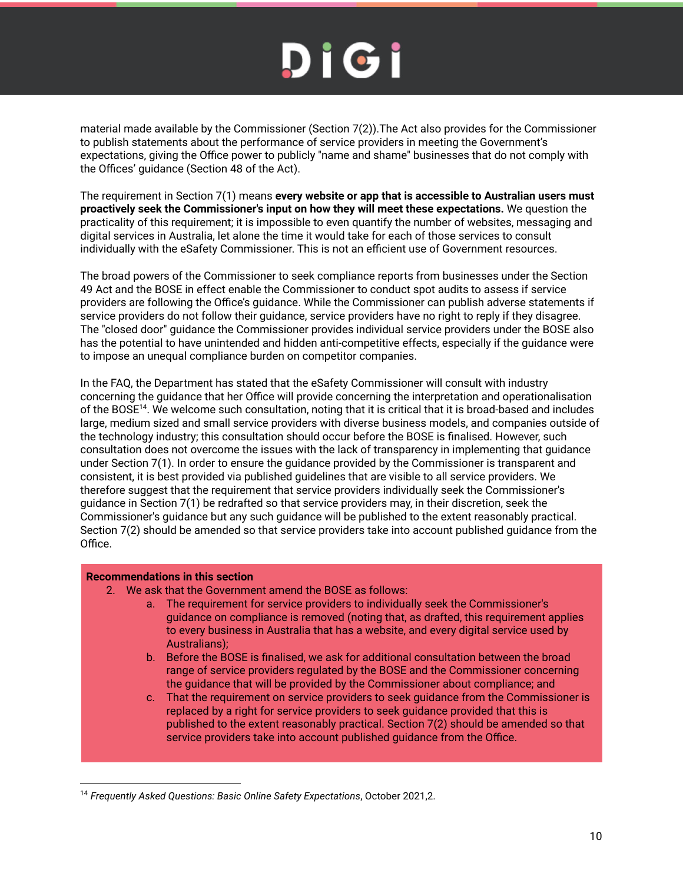material made available by the Commissioner (Section 7(2)).The Act also provides for the Commissioner to publish statements about the performance of service providers in meeting the Government's expectations, giving the Office power to publicly "name and shame" businesses that do not comply with the Offices' guidance (Section 48 of the Act).

The requirement in Section 7(1) means **every website or app that is accessible to Australian users must proactively seek the Commissioner's input on how they will meet these expectations.** We question the practicality of this requirement; it is impossible to even quantify the number of websites, messaging and digital services in Australia, let alone the time it would take for each of those services to consult individually with the eSafety Commissioner. This is not an efficient use of Government resources.

The broad powers of the Commissioner to seek compliance reports from businesses under the Section 49 Act and the BOSE in effect enable the Commissioner to conduct spot audits to assess if service providers are following the Office's guidance. While the Commissioner can publish adverse statements if service providers do not follow their guidance, service providers have no right to reply if they disagree. The "closed door" guidance the Commissioner provides individual service providers under the BOSE also has the potential to have unintended and hidden anti-competitive effects, especially if the guidance were to impose an unequal compliance burden on competitor companies.

In the FAQ, the Department has stated that the eSafety Commissioner will consult with industry concerning the guidance that her Office will provide concerning the interpretation and operationalisation of the BOSE[14]. We welcome such consultation, noting that it is critical that it is broad-based and includes large, medium sized and small service providers with diverse business models, and companies outside of the technology industry; this consultation should occur before the BOSE is finalised. However, such consultation does not overcome the issues with the lack of transparency in implementing that guidance under Section 7(1). In order to ensure the guidance provided by the Commissioner is transparent and consistent, it is best provided via published guidelines that are visible to all service providers. We therefore suggest that the requirement that service providers individually seek the Commissioner's guidance in Section 7(1) be redrafted so that service providers may, in their discretion, seek the Commissioner's guidance but any such guidance will be published to the extent reasonably practical. Section 7(2) should be amended so that service providers take into account published guidance from the Office.

**Recommendations in this section**

2. We ask that the Government amend the BOSE as follows:
   a. The requirement for service providers to individually seek the Commissioner's guidance on compliance is removed (noting that, as drafted, this requirement applies to every business in Australia that has a website, and every digital service used by Australians);
   b. Before the BOSE is finalised, we ask for additional consultation between the broad range of service providers regulated by the BOSE and the Commissioner concerning the guidance that will be provided by the Commissioner about compliance; and
   c. That the requirement on service providers to seek guidance from the Commissioner is replaced by a right for service providers to seek guidance provided that this is published to the extent reasonably practical. Section 7(2) should be amended so that service providers take into account published guidance from the Office.

---

[14] *Frequently Asked Questions: Basic Online Safety Expectations*, October 2021,2.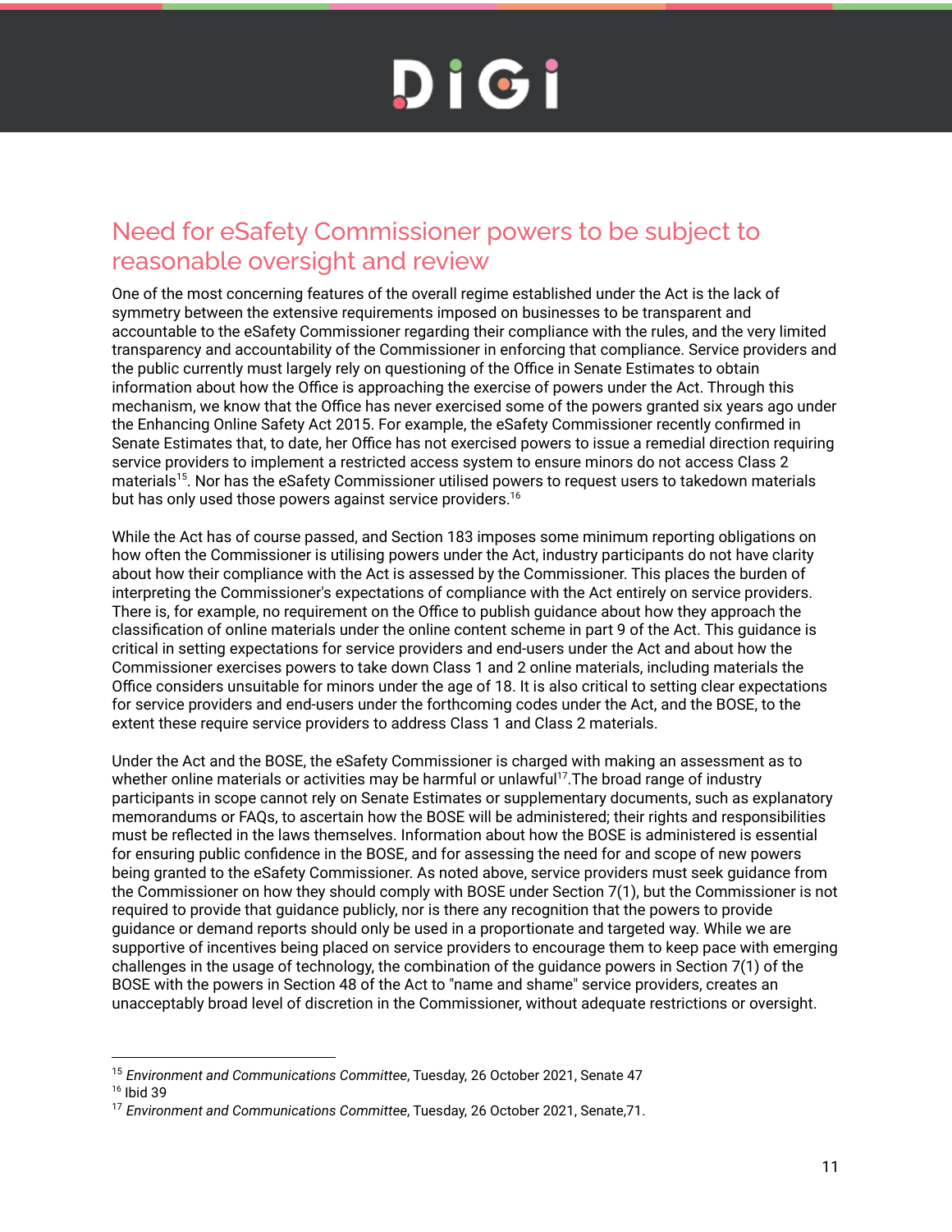## Need for eSafety Commissioner powers to be subject to reasonable oversight and review

One of the most concerning features of the overall regime established under the Act is the lack of symmetry between the extensive requirements imposed on businesses to be transparent and accountable to the eSafety Commissioner regarding their compliance with the rules, and the very limited transparency and accountability of the Commissioner in enforcing that compliance. Service providers and the public currently must largely rely on questioning of the Office in Senate Estimates to obtain information about how the Office is approaching the exercise of powers under the Act. Through this mechanism, we know that the Office has never exercised some of the powers granted six years ago under the Enhancing Online Safety Act 2015. For example, the eSafety Commissioner recently confirmed in Senate Estimates that, to date, her Office has not exercised powers to issue a remedial direction requiring service providers to implement a restricted access system to ensure minors do not access Class 2 materials[15]. Nor has the eSafety Commissioner utilised powers to request users to takedown materials but has only used those powers against service providers.[16]

While the Act has of course passed, and Section 183 imposes some minimum reporting obligations on how often the Commissioner is utilising powers under the Act, industry participants do not have clarity about how their compliance with the Act is assessed by the Commissioner. This places the burden of interpreting the Commissioner's expectations of compliance with the Act entirely on service providers. There is, for example, no requirement on the Office to publish guidance about how they approach the classification of online materials under the online content scheme in part 9 of the Act. This guidance is critical in setting expectations for service providers and end-users under the Act and about how the Commissioner exercises powers to take down Class 1 and 2 online materials, including materials the Office considers unsuitable for minors under the age of 18. It is also critical to setting clear expectations for service providers and end-users under the forthcoming codes under the Act, and the BOSE, to the extent these require service providers to address Class 1 and Class 2 materials.

Under the Act and the BOSE, the eSafety Commissioner is charged with making an assessment as to whether online materials or activities may be harmful or unlawful[17].The broad range of industry participants in scope cannot rely on Senate Estimates or supplementary documents, such as explanatory memorandums or FAQs, to ascertain how the BOSE will be administered; their rights and responsibilities must be reflected in the laws themselves. Information about how the BOSE is administered is essential for ensuring public confidence in the BOSE, and for assessing the need for and scope of new powers being granted to the eSafety Commissioner. As noted above, service providers must seek guidance from the Commissioner on how they should comply with BOSE under Section 7(1), but the Commissioner is not required to provide that guidance publicly, nor is there any recognition that the powers to provide guidance or demand reports should only be used in a proportionate and targeted way. While we are supportive of incentives being placed on service providers to encourage them to keep pace with emerging challenges in the usage of technology, the combination of the guidance powers in Section 7(1) of the BOSE with the powers in Section 48 of the Act to "name and shame" service providers, creates an unacceptably broad level of discretion in the Commissioner, without adequate restrictions or oversight.

---

[15] *Environment and Communications Committee*, Tuesday, 26 October 2021, Senate 47

[16] Ibid 39

[17] *Environment and Communications Committee*, Tuesday, 26 October 2021, Senate,71.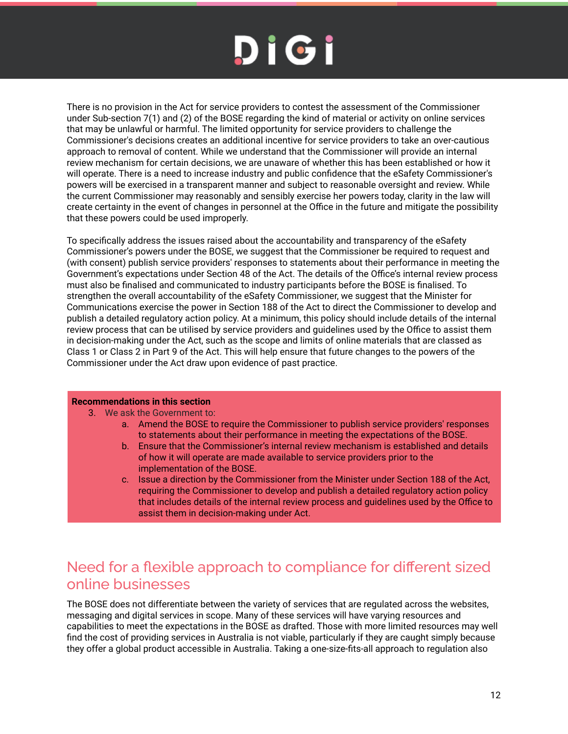There is no provision in the Act for service providers to contest the assessment of the Commissioner under Sub-section 7(1) and (2) of the BOSE regarding the kind of material or activity on online services that may be unlawful or harmful. The limited opportunity for service providers to challenge the Commissioner's decisions creates an additional incentive for service providers to take an over-cautious approach to removal of content. While we understand that the Commissioner will provide an internal review mechanism for certain decisions, we are unaware of whether this has been established or how it will operate. There is a need to increase industry and public confidence that the eSafety Commissioner's powers will be exercised in a transparent manner and subject to reasonable oversight and review. While the current Commissioner may reasonably and sensibly exercise her powers today, clarity in the law will create certainty in the event of changes in personnel at the Office in the future and mitigate the possibility that these powers could be used improperly.

To specifically address the issues raised about the accountability and transparency of the eSafety Commissioner's powers under the BOSE, we suggest that the Commissioner be required to request and (with consent) publish service providers' responses to statements about their performance in meeting the Government's expectations under Section 48 of the Act. The details of the Office's internal review process must also be finalised and communicated to industry participants before the BOSE is finalised. To strengthen the overall accountability of the eSafety Commissioner, we suggest that the Minister for Communications exercise the power in Section 188 of the Act to direct the Commissioner to develop and publish a detailed regulatory action policy. At a minimum, this policy should include details of the internal review process that can be utilised by service providers and guidelines used by the Office to assist them in decision-making under the Act, such as the scope and limits of online materials that are classed as Class 1 or Class 2 in Part 9 of the Act. This will help ensure that future changes to the powers of the Commissioner under the Act draw upon evidence of past practice.

**Recommendations in this section**

3. We ask the Government to:
    a. Amend the BOSE to require the Commissioner to publish service providers' responses to statements about their performance in meeting the expectations of the BOSE.
    b. Ensure that the Commissioner's internal review mechanism is established and details of how it will operate are made available to service providers prior to the implementation of the BOSE.
    c. Issue a direction by the Commissioner from the Minister under Section 188 of the Act, requiring the Commissioner to develop and publish a detailed regulatory action policy that includes details of the internal review process and guidelines used by the Office to assist them in decision-making under Act.

## Need for a flexible approach to compliance for different sized online businesses

The BOSE does not differentiate between the variety of services that are regulated across the websites, messaging and digital services in scope. Many of these services will have varying resources and capabilities to meet the expectations in the BOSE as drafted. Those with more limited resources may well find the cost of providing services in Australia is not viable, particularly if they are caught simply because they offer a global product accessible in Australia. Taking a one-size-fits-all approach to regulation also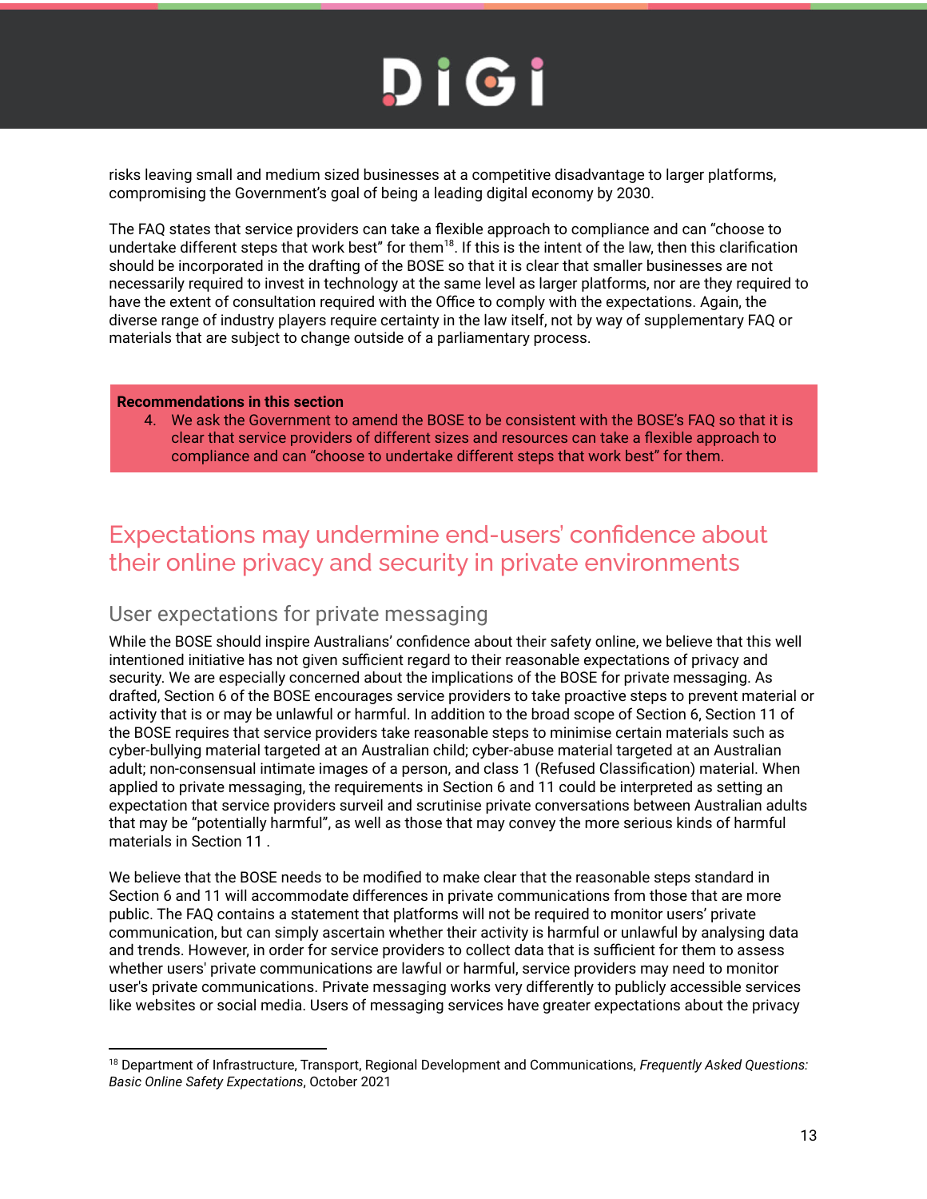risks leaving small and medium sized businesses at a competitive disadvantage to larger platforms, compromising the Government's goal of being a leading digital economy by 2030.

The FAQ states that service providers can take a flexible approach to compliance and can "choose to undertake different steps that work best" for them[18]. If this is the intent of the law, then this clarification should be incorporated in the drafting of the BOSE so that it is clear that smaller businesses are not necessarily required to invest in technology at the same level as larger platforms, nor are they required to have the extent of consultation required with the Office to comply with the expectations. Again, the diverse range of industry players require certainty in the law itself, not by way of supplementary FAQ or materials that are subject to change outside of a parliamentary process.

**Recommendations in this section**

4. We ask the Government to amend the BOSE to be consistent with the BOSE's FAQ so that it is clear that service providers of different sizes and resources can take a flexible approach to compliance and can "choose to undertake different steps that work best" for them.

## Expectations may undermine end-users' confidence about their online privacy and security in private environments

### User expectations for private messaging

While the BOSE should inspire Australians' confidence about their safety online, we believe that this well intentioned initiative has not given sufficient regard to their reasonable expectations of privacy and security. We are especially concerned about the implications of the BOSE for private messaging. As drafted, Section 6 of the BOSE encourages service providers to take proactive steps to prevent material or activity that is or may be unlawful or harmful. In addition to the broad scope of Section 6, Section 11 of the BOSE requires that service providers take reasonable steps to minimise certain materials such as cyber-bullying material targeted at an Australian child; cyber-abuse material targeted at an Australian adult; non-consensual intimate images of a person, and class 1 (Refused Classification) material. When applied to private messaging, the requirements in Section 6 and 11 could be interpreted as setting an expectation that service providers surveil and scrutinise private conversations between Australian adults that may be "potentially harmful", as well as those that may convey the more serious kinds of harmful materials in Section 11 .

We believe that the BOSE needs to be modified to make clear that the reasonable steps standard in Section 6 and 11 will accommodate differences in private communications from those that are more public. The FAQ contains a statement that platforms will not be required to monitor users' private communication, but can simply ascertain whether their activity is harmful or unlawful by analysing data and trends. However, in order for service providers to collect data that is sufficient for them to assess whether users' private communications are lawful or harmful, service providers may need to monitor user's private communications. Private messaging works very differently to publicly accessible services like websites or social media. Users of messaging services have greater expectations about the privacy

[18] Department of Infrastructure, Transport, Regional Development and Communications, *Frequently Asked Questions: Basic Online Safety Expectations*, October 2021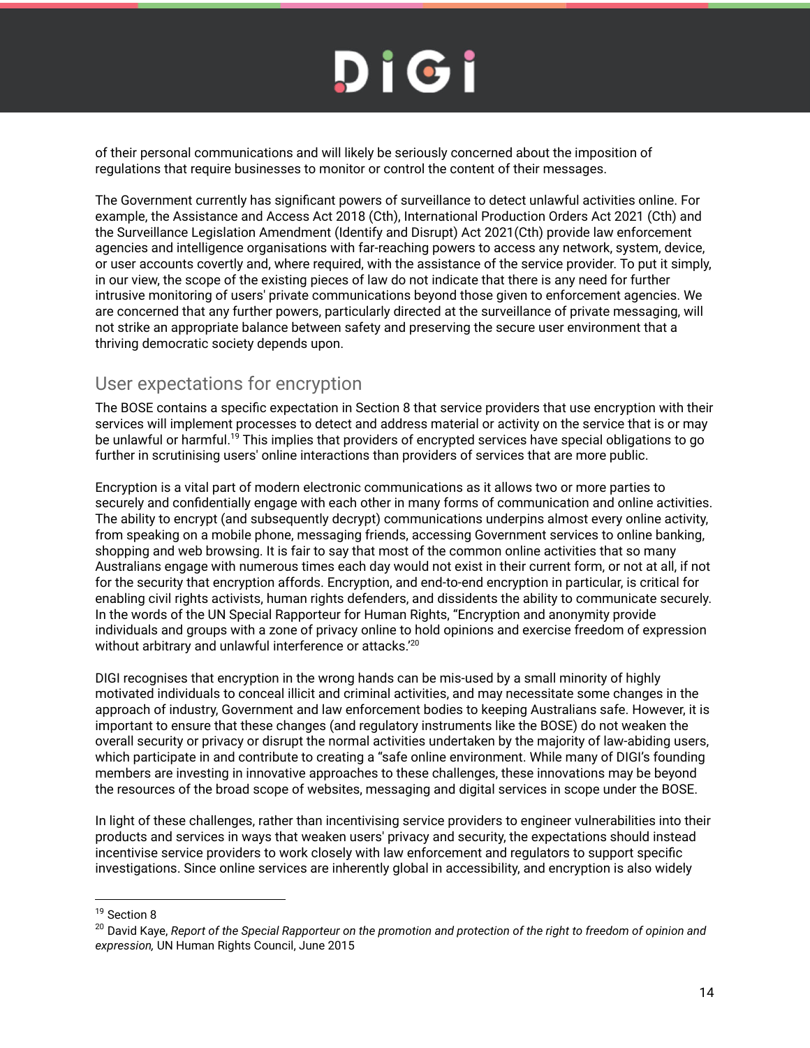of their personal communications and will likely be seriously concerned about the imposition of regulations that require businesses to monitor or control the content of their messages.

The Government currently has significant powers of surveillance to detect unlawful activities online. For example, the Assistance and Access Act 2018 (Cth), International Production Orders Act 2021 (Cth) and the Surveillance Legislation Amendment (Identify and Disrupt) Act 2021(Cth) provide law enforcement agencies and intelligence organisations with far-reaching powers to access any network, system, device, or user accounts covertly and, where required, with the assistance of the service provider. To put it simply, in our view, the scope of the existing pieces of law do not indicate that there is any need for further intrusive monitoring of users' private communications beyond those given to enforcement agencies. We are concerned that any further powers, particularly directed at the surveillance of private messaging, will not strike an appropriate balance between safety and preserving the secure user environment that a thriving democratic society depends upon.

## User expectations for encryption

The BOSE contains a specific expectation in Section 8 that service providers that use encryption with their services will implement processes to detect and address material or activity on the service that is or may be unlawful or harmful.[19] This implies that providers of encrypted services have special obligations to go further in scrutinising users' online interactions than providers of services that are more public.

Encryption is a vital part of modern electronic communications as it allows two or more parties to securely and confidentially engage with each other in many forms of communication and online activities. The ability to encrypt (and subsequently decrypt) communications underpins almost every online activity, from speaking on a mobile phone, messaging friends, accessing Government services to online banking, shopping and web browsing. It is fair to say that most of the common online activities that so many Australians engage with numerous times each day would not exist in their current form, or not at all, if not for the security that encryption affords. Encryption, and end-to-end encryption in particular, is critical for enabling civil rights activists, human rights defenders, and dissidents the ability to communicate securely. In the words of the UN Special Rapporteur for Human Rights, "Encryption and anonymity provide individuals and groups with a zone of privacy online to hold opinions and exercise freedom of expression without arbitrary and unlawful interference or attacks.'[20]

DIGI recognises that encryption in the wrong hands can be mis-used by a small minority of highly motivated individuals to conceal illicit and criminal activities, and may necessitate some changes in the approach of industry, Government and law enforcement bodies to keeping Australians safe. However, it is important to ensure that these changes (and regulatory instruments like the BOSE) do not weaken the overall security or privacy or disrupt the normal activities undertaken by the majority of law-abiding users, which participate in and contribute to creating a "safe online environment. While many of DIGI's founding members are investing in innovative approaches to these challenges, these innovations may be beyond the resources of the broad scope of websites, messaging and digital services in scope under the BOSE.

In light of these challenges, rather than incentivising service providers to engineer vulnerabilities into their products and services in ways that weaken users' privacy and security, the expectations should instead incentivise service providers to work closely with law enforcement and regulators to support specific investigations. Since online services are inherently global in accessibility, and encryption is also widely

---

[19] Section 8

[20] David Kaye, *Report of the Special Rapporteur on the promotion and protection of the right to freedom of opinion and expression,* UN Human Rights Council, June 2015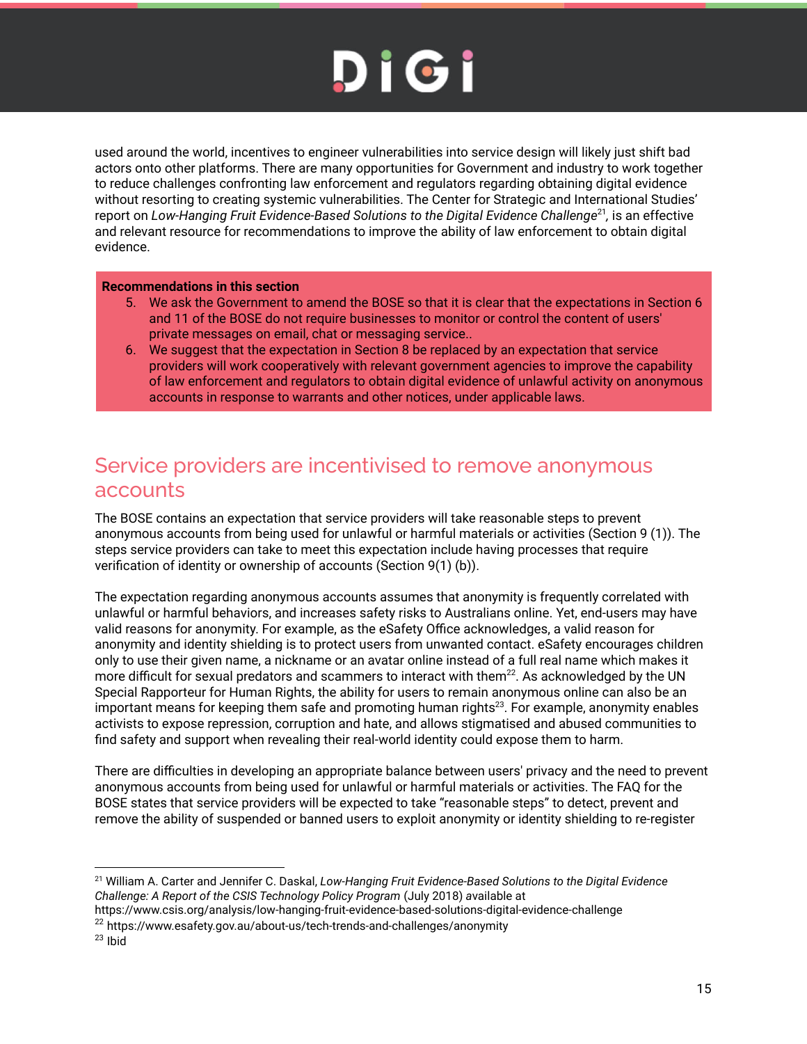used around the world, incentives to engineer vulnerabilities into service design will likely just shift bad actors onto other platforms. There are many opportunities for Government and industry to work together to reduce challenges confronting law enforcement and regulators regarding obtaining digital evidence without resorting to creating systemic vulnerabilities. The Center for Strategic and International Studies' report on *Low-Hanging Fruit Evidence-Based Solutions to the Digital Evidence Challenge*[21], is an effective and relevant resource for recommendations to improve the ability of law enforcement to obtain digital evidence.

**Recommendations in this section**

5. We ask the Government to amend the BOSE so that it is clear that the expectations in Section 6 and 11 of the BOSE do not require businesses to monitor or control the content of users' private messages on email, chat or messaging service..
6. We suggest that the expectation in Section 8 be replaced by an expectation that service providers will work cooperatively with relevant government agencies to improve the capability of law enforcement and regulators to obtain digital evidence of unlawful activity on anonymous accounts in response to warrants and other notices, under applicable laws.

## Service providers are incentivised to remove anonymous accounts

The BOSE contains an expectation that service providers will take reasonable steps to prevent anonymous accounts from being used for unlawful or harmful materials or activities (Section 9 (1)). The steps service providers can take to meet this expectation include having processes that require verification of identity or ownership of accounts (Section 9(1) (b)).

The expectation regarding anonymous accounts assumes that anonymity is frequently correlated with unlawful or harmful behaviors, and increases safety risks to Australians online. Yet, end-users may have valid reasons for anonymity. For example, as the eSafety Office acknowledges, a valid reason for anonymity and identity shielding is to protect users from unwanted contact. eSafety encourages children only to use their given name, a nickname or an avatar online instead of a full real name which makes it more difficult for sexual predators and scammers to interact with them[22]. As acknowledged by the UN Special Rapporteur for Human Rights, the ability for users to remain anonymous online can also be an important means for keeping them safe and promoting human rights[23]. For example, anonymity enables activists to expose repression, corruption and hate, and allows stigmatised and abused communities to find safety and support when revealing their real-world identity could expose them to harm.

There are difficulties in developing an appropriate balance between users' privacy and the need to prevent anonymous accounts from being used for unlawful or harmful materials or activities. The FAQ for the BOSE states that service providers will be expected to take "reasonable steps" to detect, prevent and remove the ability of suspended or banned users to exploit anonymity or identity shielding to re-register

---

[21] William A. Carter and Jennifer C. Daskal, *Low-Hanging Fruit Evidence-Based Solutions to the Digital Evidence Challenge: A Report of the CSIS Technology Policy Program* (July 2018) available at https://www.csis.org/analysis/low-hanging-fruit-evidence-based-solutions-digital-evidence-challenge

[22] https://www.esafety.gov.au/about-us/tech-trends-and-challenges/anonymity

[23] Ibid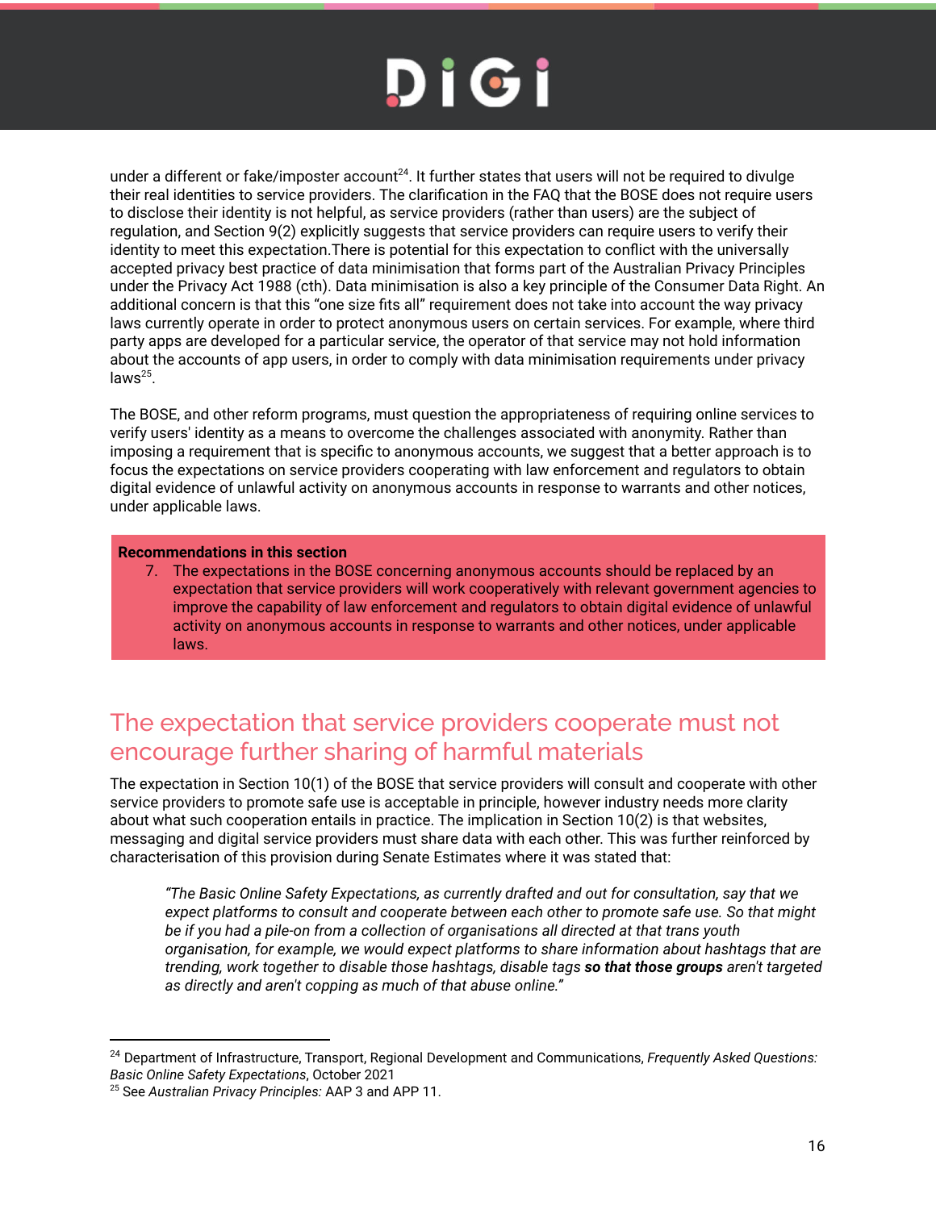under a different or fake/imposter account[24]. It further states that users will not be required to divulge their real identities to service providers. The clarification in the FAQ that the BOSE does not require users to disclose their identity is not helpful, as service providers (rather than users) are the subject of regulation, and Section 9(2) explicitly suggests that service providers can require users to verify their identity to meet this expectation.There is potential for this expectation to conflict with the universally accepted privacy best practice of data minimisation that forms part of the Australian Privacy Principles under the Privacy Act 1988 (cth). Data minimisation is also a key principle of the Consumer Data Right. An additional concern is that this "one size fits all" requirement does not take into account the way privacy laws currently operate in order to protect anonymous users on certain services. For example, where third party apps are developed for a particular service, the operator of that service may not hold information about the accounts of app users, in order to comply with data minimisation requirements under privacy laws[25].

The BOSE, and other reform programs, must question the appropriateness of requiring online services to verify users' identity as a means to overcome the challenges associated with anonymity. Rather than imposing a requirement that is specific to anonymous accounts, we suggest that a better approach is to focus the expectations on service providers cooperating with law enforcement and regulators to obtain digital evidence of unlawful activity on anonymous accounts in response to warrants and other notices, under applicable laws.

**Recommendations in this section**

7. The expectations in the BOSE concerning anonymous accounts should be replaced by an expectation that service providers will work cooperatively with relevant government agencies to improve the capability of law enforcement and regulators to obtain digital evidence of unlawful activity on anonymous accounts in response to warrants and other notices, under applicable laws.

## The expectation that service providers cooperate must not encourage further sharing of harmful materials

The expectation in Section 10(1) of the BOSE that service providers will consult and cooperate with other service providers to promote safe use is acceptable in principle, however industry needs more clarity about what such cooperation entails in practice. The implication in Section 10(2) is that websites, messaging and digital service providers must share data with each other. This was further reinforced by characterisation of this provision during Senate Estimates where it was stated that:

> *"The Basic Online Safety Expectations, as currently drafted and out for consultation, say that we expect platforms to consult and cooperate between each other to promote safe use. So that might be if you had a pile-on from a collection of organisations all directed at that trans youth organisation, for example, we would expect platforms to share information about hashtags that are trending, work together to disable those hashtags, disable tags **so that those groups** aren't targeted as directly and aren't copping as much of that abuse online."*

---

[24] Department of Infrastructure, Transport, Regional Development and Communications, *Frequently Asked Questions: Basic Online Safety Expectations*, October 2021

[25] See *Australian Privacy Principles:* AAP 3 and APP 11.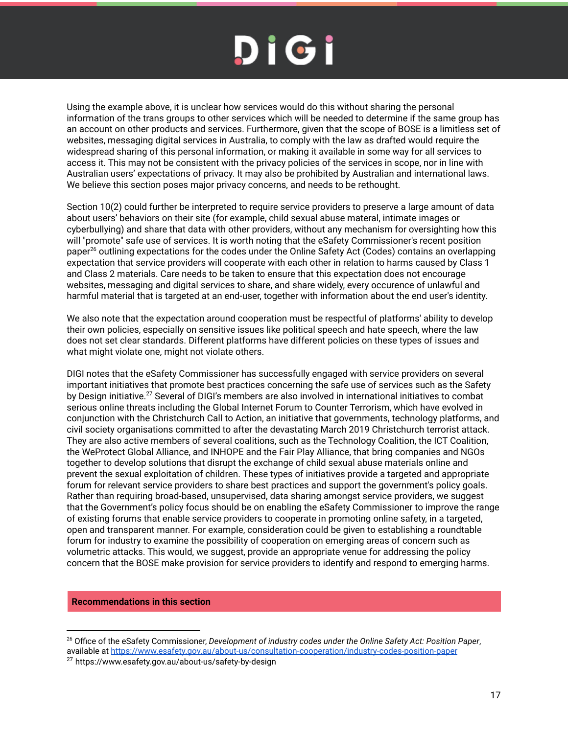Using the example above, it is unclear how services would do this without sharing the personal information of the trans groups to other services which will be needed to determine if the same group has an account on other products and services. Furthermore, given that the scope of BOSE is a limitless set of websites, messaging digital services in Australia, to comply with the law as drafted would require the widespread sharing of this personal information, or making it available in some way for all services to access it. This may not be consistent with the privacy policies of the services in scope, nor in line with Australian users' expectations of privacy. It may also be prohibited by Australian and international laws. We believe this section poses major privacy concerns, and needs to be rethought.

Section 10(2) could further be interpreted to require service providers to preserve a large amount of data about users' behaviors on their site (for example, child sexual abuse materal, intimate images or cyberbullying) and share that data with other providers, without any mechanism for oversighting how this will "promote" safe use of services. It is worth noting that the eSafety Commissioner's recent position paper[26] outlining expectations for the codes under the Online Safety Act (Codes) contains an overlapping expectation that service providers will cooperate with each other in relation to harms caused by Class 1 and Class 2 materials. Care needs to be taken to ensure that this expectation does not encourage websites, messaging and digital services to share, and share widely, every occurence of unlawful and harmful material that is targeted at an end-user, together with information about the end user's identity.

We also note that the expectation around cooperation must be respectful of platforms' ability to develop their own policies, especially on sensitive issues like political speech and hate speech, where the law does not set clear standards. Different platforms have different policies on these types of issues and what might violate one, might not violate others.

DIGI notes that the eSafety Commissioner has successfully engaged with service providers on several important initiatives that promote best practices concerning the safe use of services such as the Safety by Design initiative.[27] Several of DIGI's members are also involved in international initiatives to combat serious online threats including the Global Internet Forum to Counter Terrorism, which have evolved in conjunction with the Christchurch Call to Action, an initiative that governments, technology platforms, and civil society organisations committed to after the devastating March 2019 Christchurch terrorist attack. They are also active members of several coalitions, such as the Technology Coalition, the ICT Coalition, the WeProtect Global Alliance, and INHOPE and the Fair Play Alliance, that bring companies and NGOs together to develop solutions that disrupt the exchange of child sexual abuse materials online and prevent the sexual exploitation of children. These types of initiatives provide a targeted and appropriate forum for relevant service providers to share best practices and support the government's policy goals. Rather than requiring broad-based, unsupervised, data sharing amongst service providers, we suggest that the Government's policy focus should be on enabling the eSafety Commissioner to improve the range of existing forums that enable service providers to cooperate in promoting online safety, in a targeted, open and transparent manner. For example, consideration could be given to establishing a roundtable forum for industry to examine the possibility of cooperation on emerging areas of concern such as volumetric attacks. This would, we suggest, provide an appropriate venue for addressing the policy concern that the BOSE make provision for service providers to identify and respond to emerging harms.

**Recommendations in this section**

---

[26] Office of the eSafety Commissioner, *Development of industry codes under the Online Safety Act: Position Paper*, available at https://www.esafety.gov.au/about-us/consultation-cooperation/industry-codes-position-paper

[27] https://www.esafety.gov.au/about-us/safety-by-design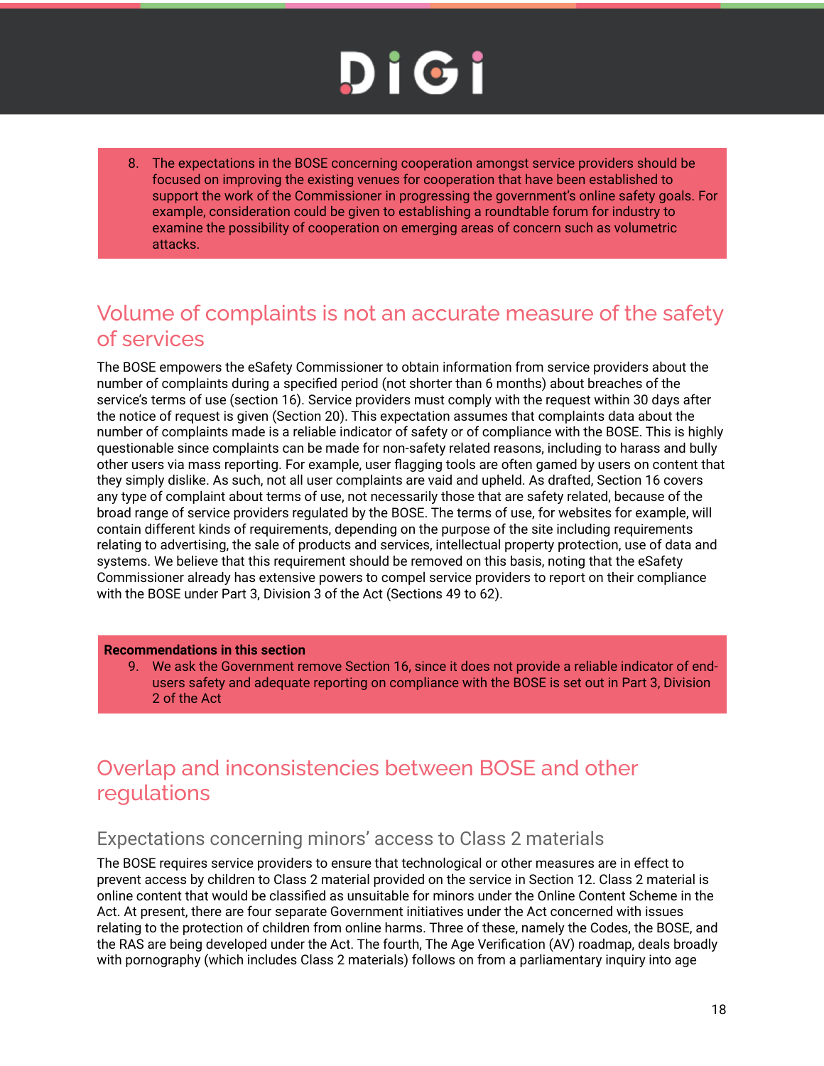8. The expectations in the BOSE concerning cooperation amongst service providers should be focused on improving the existing venues for cooperation that have been established to support the work of the Commissioner in progressing the government's online safety goals. For example, consideration could be given to establishing a roundtable forum for industry to examine the possibility of cooperation on emerging areas of concern such as volumetric attacks.

## Volume of complaints is not an accurate measure of the safety of services

The BOSE empowers the eSafety Commissioner to obtain information from service providers about the number of complaints during a specified period (not shorter than 6 months) about breaches of the service's terms of use (section 16). Service providers must comply with the request within 30 days after the notice of request is given (Section 20). This expectation assumes that complaints data about the number of complaints made is a reliable indicator of safety or of compliance with the BOSE. This is highly questionable since complaints can be made for non-safety related reasons, including to harass and bully other users via mass reporting. For example, user flagging tools are often gamed by users on content that they simply dislike. As such, not all user complaints are vaid and upheld. As drafted, Section 16 covers any type of complaint about terms of use, not necessarily those that are safety related, because of the broad range of service providers regulated by the BOSE. The terms of use, for websites for example, will contain different kinds of requirements, depending on the purpose of the site including requirements relating to advertising, the sale of products and services, intellectual property protection, use of data and systems. We believe that this requirement should be removed on this basis, noting that the eSafety Commissioner already has extensive powers to compel service providers to report on their compliance with the BOSE under Part 3, Division 3 of the Act (Sections 49 to 62).

**Recommendations in this section**

9. We ask the Government remove Section 16, since it does not provide a reliable indicator of end-users safety and adequate reporting on compliance with the BOSE is set out in Part 3, Division 2 of the Act

## Overlap and inconsistencies between BOSE and other regulations

### Expectations concerning minors' access to Class 2 materials

The BOSE requires service providers to ensure that technological or other measures are in effect to prevent access by children to Class 2 material provided on the service in Section 12. Class 2 material is online content that would be classified as unsuitable for minors under the Online Content Scheme in the Act. At present, there are four separate Government initiatives under the Act concerned with issues relating to the protection of children from online harms. Three of these, namely the Codes, the BOSE, and the RAS are being developed under the Act. The fourth, The Age Verification (AV) roadmap, deals broadly with pornography (which includes Class 2 materials) follows on from a parliamentary inquiry into age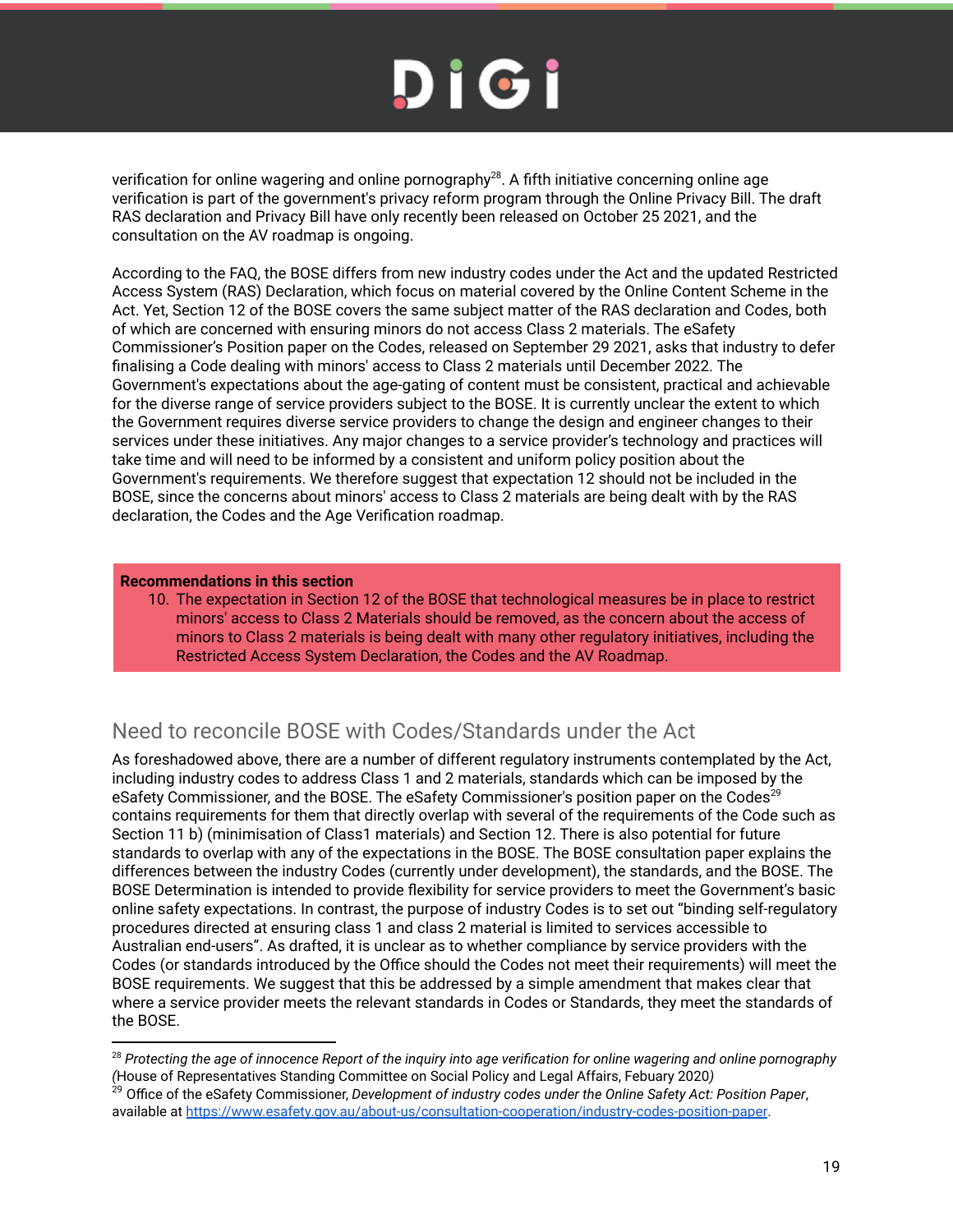verification for online wagering and online pornography[28]. A fifth initiative concerning online age verification is part of the government's privacy reform program through the Online Privacy Bill. The draft RAS declaration and Privacy Bill have only recently been released on October 25 2021, and the consultation on the AV roadmap is ongoing.

According to the FAQ, the BOSE differs from new industry codes under the Act and the updated Restricted Access System (RAS) Declaration, which focus on material covered by the Online Content Scheme in the Act. Yet, Section 12 of the BOSE covers the same subject matter of the RAS declaration and Codes, both of which are concerned with ensuring minors do not access Class 2 materials. The eSafety Commissioner's Position paper on the Codes, released on September 29 2021, asks that industry to defer finalising a Code dealing with minors' access to Class 2 materials until December 2022. The Government's expectations about the age-gating of content must be consistent, practical and achievable for the diverse range of service providers subject to the BOSE. It is currently unclear the extent to which the Government requires diverse service providers to change the design and engineer changes to their services under these initiatives. Any major changes to a service provider's technology and practices will take time and will need to be informed by a consistent and uniform policy position about the Government's requirements. We therefore suggest that expectation 12 should not be included in the BOSE, since the concerns about minors' access to Class 2 materials are being dealt with by the RAS declaration, the Codes and the Age Verification roadmap.

**Recommendations in this section**

10. The expectation in Section 12 of the BOSE that technological measures be in place to restrict minors' access to Class 2 Materials should be removed, as the concern about the access of minors to Class 2 materials is being dealt with many other regulatory initiatives, including the Restricted Access System Declaration, the Codes and the AV Roadmap.

## Need to reconcile BOSE with Codes/Standards under the Act

As foreshadowed above, there are a number of different regulatory instruments contemplated by the Act, including industry codes to address Class 1 and 2 materials, standards which can be imposed by the eSafety Commissioner, and the BOSE. The eSafety Commissioner's position paper on the Codes[29] contains requirements for them that directly overlap with several of the requirements of the Code such as Section 11 b) (minimisation of Class1 materials) and Section 12. There is also potential for future standards to overlap with any of the expectations in the BOSE. The BOSE consultation paper explains the differences between the industry Codes (currently under development), the standards, and the BOSE. The BOSE Determination is intended to provide flexibility for service providers to meet the Government's basic online safety expectations. In contrast, the purpose of industry Codes is to set out "binding self-regulatory procedures directed at ensuring class 1 and class 2 material is limited to services accessible to Australian end-users". As drafted, it is unclear as to whether compliance by service providers with the Codes (or standards introduced by the Office should the Codes not meet their requirements) will meet the BOSE requirements. We suggest that this be addressed by a simple amendment that makes clear that where a service provider meets the relevant standards in Codes or Standards, they meet the standards of the BOSE.

---

[28] *Protecting the age of innocence Report of the inquiry into age verification for online wagering and online pornography* (House of Representatives Standing Committee on Social Policy and Legal Affairs, Febuary 2020)

[29] Office of the eSafety Commissioner, *Development of industry codes under the Online Safety Act: Position Paper*, available at https://www.esafety.gov.au/about-us/consultation-cooperation/industry-codes-position-paper.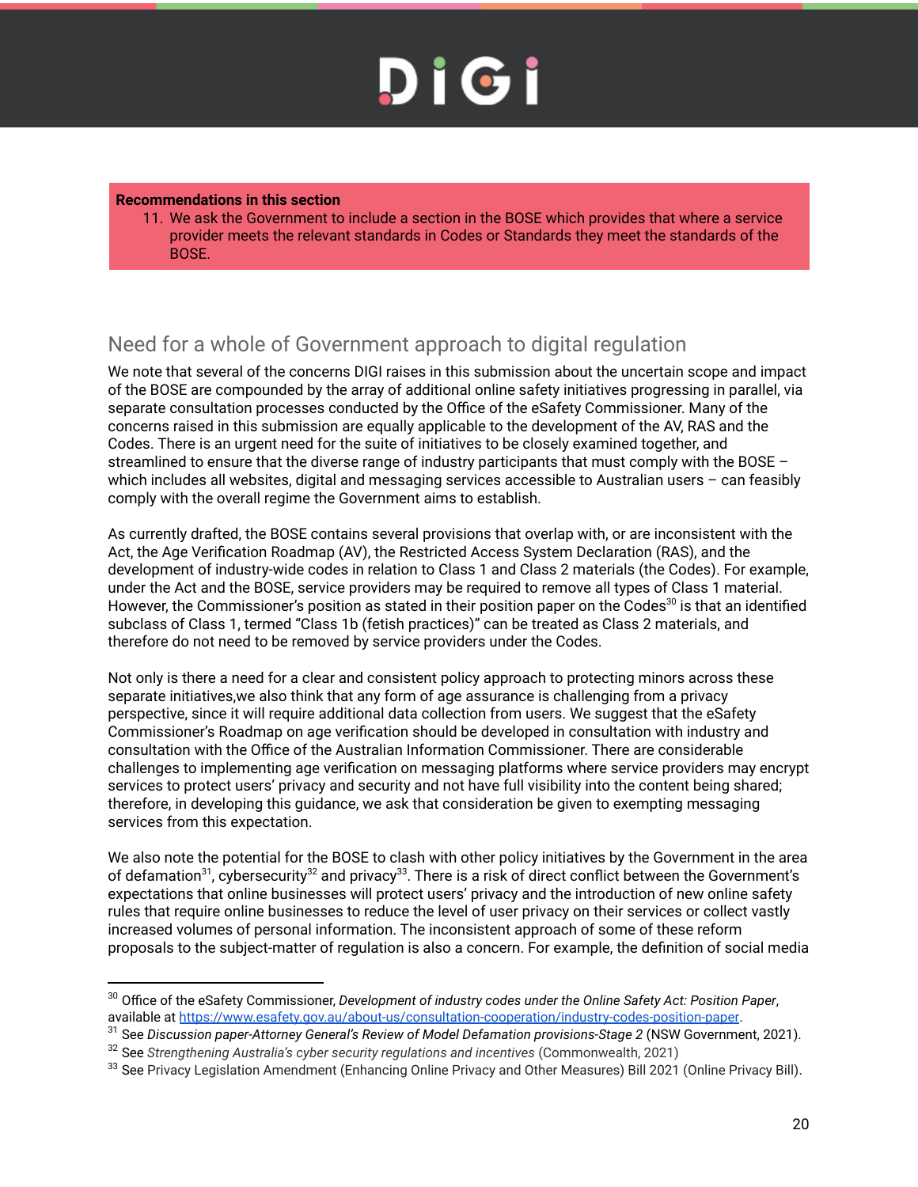**Recommendations in this section**

11. We ask the Government to include a section in the BOSE which provides that where a service provider meets the relevant standards in Codes or Standards they meet the standards of the BOSE.

## Need for a whole of Government approach to digital regulation

We note that several of the concerns DIGI raises in this submission about the uncertain scope and impact of the BOSE are compounded by the array of additional online safety initiatives progressing in parallel, via separate consultation processes conducted by the Office of the eSafety Commissioner. Many of the concerns raised in this submission are equally applicable to the development of the AV, RAS and the Codes. There is an urgent need for the suite of initiatives to be closely examined together, and streamlined to ensure that the diverse range of industry participants that must comply with the BOSE – which includes all websites, digital and messaging services accessible to Australian users – can feasibly comply with the overall regime the Government aims to establish.

As currently drafted, the BOSE contains several provisions that overlap with, or are inconsistent with the Act, the Age Verification Roadmap (AV), the Restricted Access System Declaration (RAS), and the development of industry-wide codes in relation to Class 1 and Class 2 materials (the Codes). For example, under the Act and the BOSE, service providers may be required to remove all types of Class 1 material. However, the Commissioner's position as stated in their position paper on the Codes[30] is that an identified subclass of Class 1, termed "Class 1b (fetish practices)" can be treated as Class 2 materials, and therefore do not need to be removed by service providers under the Codes.

Not only is there a need for a clear and consistent policy approach to protecting minors across these separate initiatives,we also think that any form of age assurance is challenging from a privacy perspective, since it will require additional data collection from users. We suggest that the eSafety Commissioner's Roadmap on age verification should be developed in consultation with industry and consultation with the Office of the Australian Information Commissioner. There are considerable challenges to implementing age verification on messaging platforms where service providers may encrypt services to protect users' privacy and security and not have full visibility into the content being shared; therefore, in developing this guidance, we ask that consideration be given to exempting messaging services from this expectation.

We also note the potential for the BOSE to clash with other policy initiatives by the Government in the area of defamation[31], cybersecurity[32] and privacy[33]. There is a risk of direct conflict between the Government's expectations that online businesses will protect users' privacy and the introduction of new online safety rules that require online businesses to reduce the level of user privacy on their services or collect vastly increased volumes of personal information. The inconsistent approach of some of these reform proposals to the subject-matter of regulation is also a concern. For example, the definition of social media

---

[30] Office of the eSafety Commissioner, *Development of industry codes under the Online Safety Act: Position Paper*, available at https://www.esafety.gov.au/about-us/consultation-cooperation/industry-codes-position-paper.

[31] See *Discussion paper-Attorney General's Review of Model Defamation provisions-Stage 2* (NSW Government, 2021).

[32] See *Strengthening Australia's cyber security regulations and incentives* (Commonwealth, 2021)

[33] See Privacy Legislation Amendment (Enhancing Online Privacy and Other Measures) Bill 2021 (Online Privacy Bill).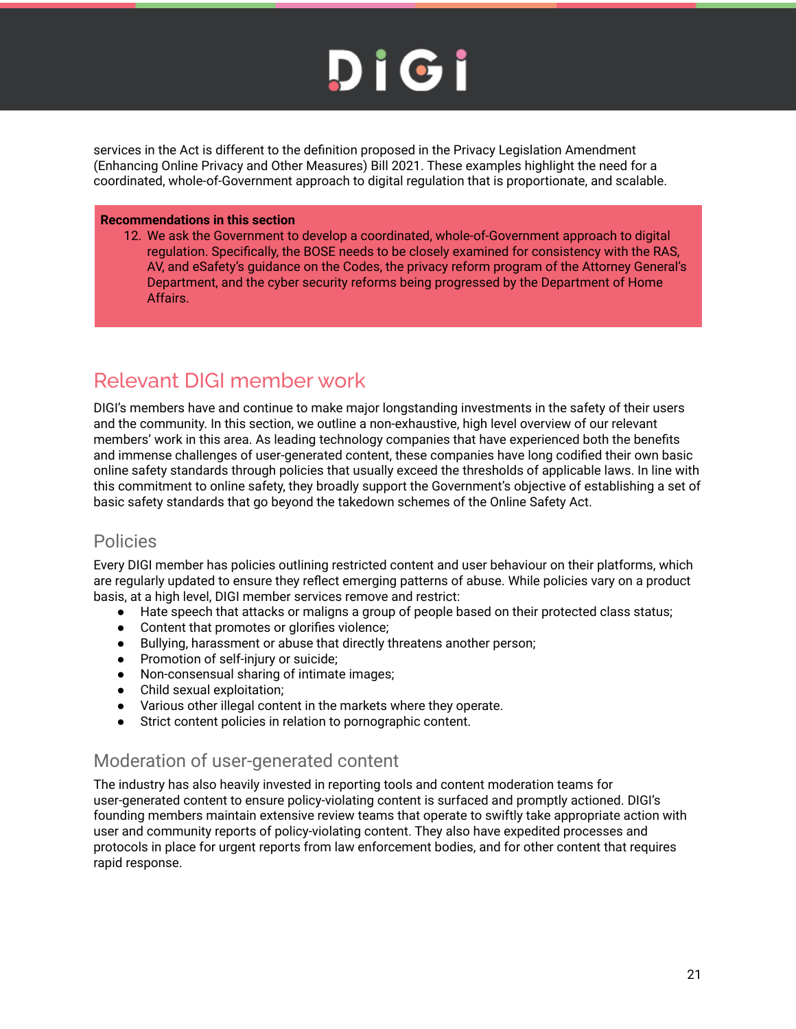services in the Act is different to the definition proposed in the Privacy Legislation Amendment (Enhancing Online Privacy and Other Measures) Bill 2021. These examples highlight the need for a coordinated, whole-of-Government approach to digital regulation that is proportionate, and scalable.

**Recommendations in this section**

12. We ask the Government to develop a coordinated, whole-of-Government approach to digital regulation. Specifically, the BOSE needs to be closely examined for consistency with the RAS, AV, and eSafety's guidance on the Codes, the privacy reform program of the Attorney General's Department, and the cyber security reforms being progressed by the Department of Home Affairs.

## Relevant DIGI member work

DIGI's members have and continue to make major longstanding investments in the safety of their users and the community. In this section, we outline a non-exhaustive, high level overview of our relevant members' work in this area. As leading technology companies that have experienced both the benefits and immense challenges of user-generated content, these companies have long codified their own basic online safety standards through policies that usually exceed the thresholds of applicable laws. In line with this commitment to online safety, they broadly support the Government's objective of establishing a set of basic safety standards that go beyond the takedown schemes of the Online Safety Act.

### Policies

Every DIGI member has policies outlining restricted content and user behaviour on their platforms, which are regularly updated to ensure they reflect emerging patterns of abuse. While policies vary on a product basis, at a high level, DIGI member services remove and restrict:

- Hate speech that attacks or maligns a group of people based on their protected class status;
- Content that promotes or glorifies violence;
- Bullying, harassment or abuse that directly threatens another person;
- Promotion of self-injury or suicide;
- Non-consensual sharing of intimate images;
- Child sexual exploitation;
- Various other illegal content in the markets where they operate.
- Strict content policies in relation to pornographic content.

### Moderation of user-generated content

The industry has also heavily invested in reporting tools and content moderation teams for user-generated content to ensure policy-violating content is surfaced and promptly actioned. DIGI's founding members maintain extensive review teams that operate to swiftly take appropriate action with user and community reports of policy-violating content. They also have expedited processes and protocols in place for urgent reports from law enforcement bodies, and for other content that requires rapid response.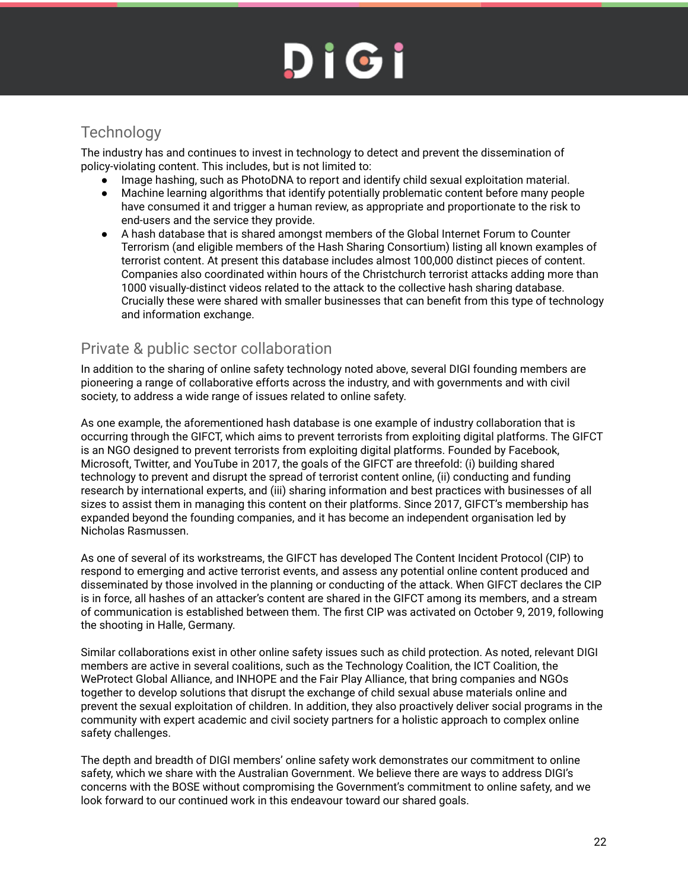## Technology

The industry has and continues to invest in technology to detect and prevent the dissemination of policy-violating content. This includes, but is not limited to:

- Image hashing, such as PhotoDNA to report and identify child sexual exploitation material.
- Machine learning algorithms that identify potentially problematic content before many people have consumed it and trigger a human review, as appropriate and proportionate to the risk to end-users and the service they provide.
- A hash database that is shared amongst members of the Global Internet Forum to Counter Terrorism (and eligible members of the Hash Sharing Consortium) listing all known examples of terrorist content. At present this database includes almost 100,000 distinct pieces of content. Companies also coordinated within hours of the Christchurch terrorist attacks adding more than 1000 visually-distinct videos related to the attack to the collective hash sharing database. Crucially these were shared with smaller businesses that can benefit from this type of technology and information exchange.

## Private & public sector collaboration

In addition to the sharing of online safety technology noted above, several DIGI founding members are pioneering a range of collaborative efforts across the industry, and with governments and with civil society, to address a wide range of issues related to online safety.

As one example, the aforementioned hash database is one example of industry collaboration that is occurring through the GIFCT, which aims to prevent terrorists from exploiting digital platforms. The GIFCT is an NGO designed to prevent terrorists from exploiting digital platforms. Founded by Facebook, Microsoft, Twitter, and YouTube in 2017, the goals of the GIFCT are threefold: (i) building shared technology to prevent and disrupt the spread of terrorist content online, (ii) conducting and funding research by international experts, and (iii) sharing information and best practices with businesses of all sizes to assist them in managing this content on their platforms. Since 2017, GIFCT's membership has expanded beyond the founding companies, and it has become an independent organisation led by Nicholas Rasmussen.

As one of several of its workstreams, the GIFCT has developed The Content Incident Protocol (CIP) to respond to emerging and active terrorist events, and assess any potential online content produced and disseminated by those involved in the planning or conducting of the attack. When GIFCT declares the CIP is in force, all hashes of an attacker's content are shared in the GIFCT among its members, and a stream of communication is established between them. The first CIP was activated on October 9, 2019, following the shooting in Halle, Germany.

Similar collaborations exist in other online safety issues such as child protection. As noted, relevant DIGI members are active in several coalitions, such as the Technology Coalition, the ICT Coalition, the WeProtect Global Alliance, and INHOPE and the Fair Play Alliance, that bring companies and NGOs together to develop solutions that disrupt the exchange of child sexual abuse materials online and prevent the sexual exploitation of children. In addition, they also proactively deliver social programs in the community with expert academic and civil society partners for a holistic approach to complex online safety challenges.

The depth and breadth of DIGI members' online safety work demonstrates our commitment to online safety, which we share with the Australian Government. We believe there are ways to address DIGI's concerns with the BOSE without compromising the Government's commitment to online safety, and we look forward to our continued work in this endeavour toward our shared goals.